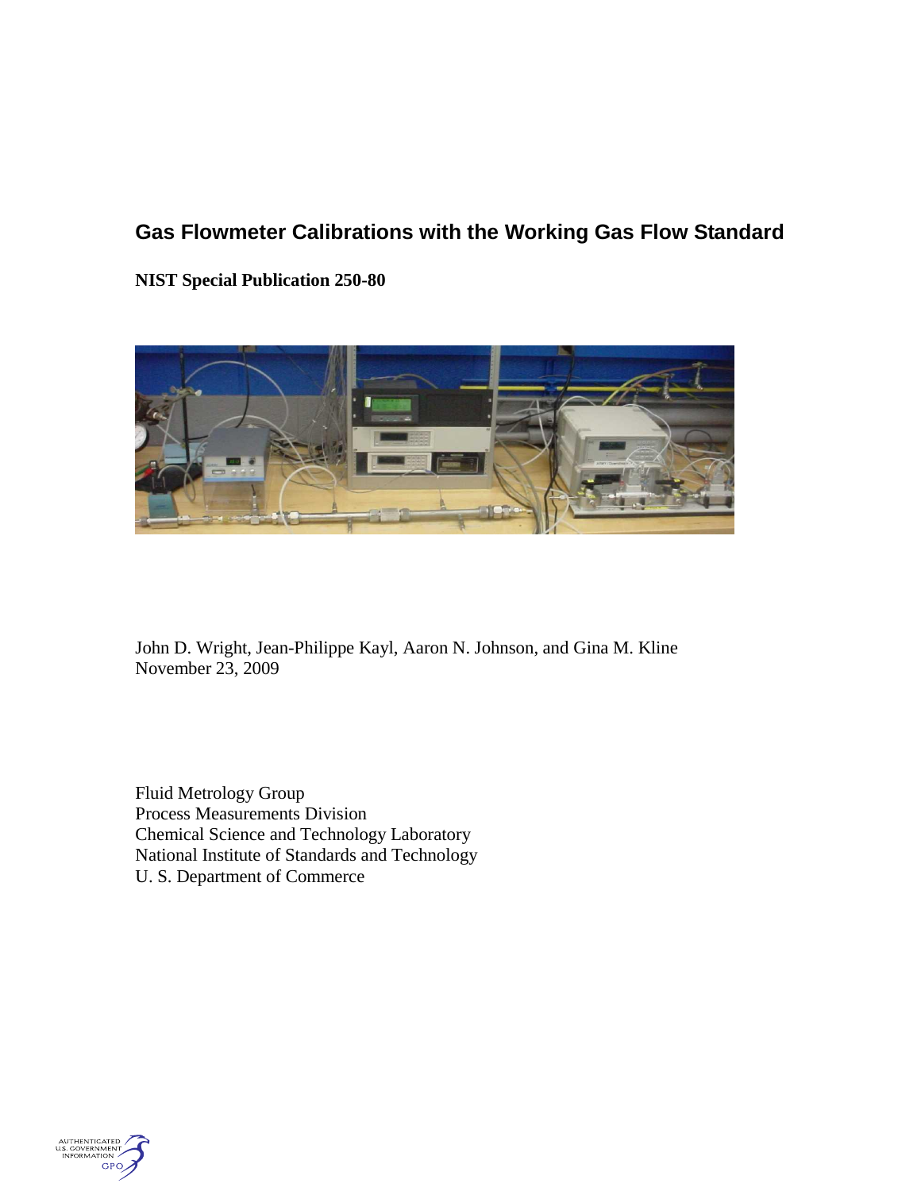# Gas Flowmeter Calibrations with the Working Gas Flow Standard

**NIST Special Publication 250-80**

John D. Wright, Jean-Philippe Kayl, Aaron N. Johnson, and Gina M. Kline
November 23, 2009

Fluid Metrology Group
Process Measurements Division
Chemical Science and Technology Laboratory
National Institute of Standards and Technology
U. S. Department of Commerce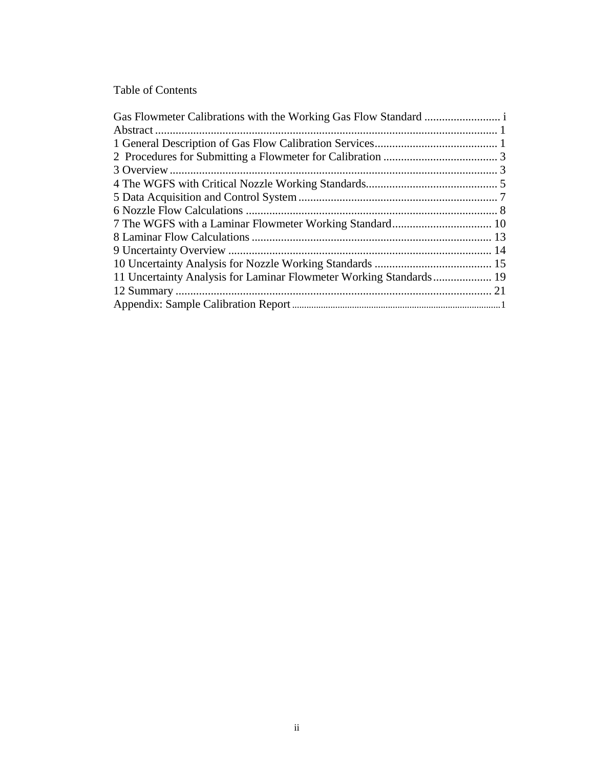Table of Contents

Gas Flowmeter Calibrations with the Working Gas Flow Standard .......................... i
Abstract .................................................................................................................... 1
1 General Description of Gas Flow Calibration Services........................................... 1
2 Procedures for Submitting a Flowmeter for Calibration ....................................... 3
3 Overview ............................................................................................................... 3
4 The WGFS with Critical Nozzle Working Standards............................................. 5
5 Data Acquisition and Control System .................................................................... 7
6 Nozzle Flow Calculations ...................................................................................... 8
7 The WGFS with a Laminar Flowmeter Working Standard.................................. 10
8 Laminar Flow Calculations ................................................................................. 13
9 Uncertainty Overview .......................................................................................... 14
10 Uncertainty Analysis for Nozzle Working Standards ........................................ 15
11 Uncertainty Analysis for Laminar Flowmeter Working Standards.................... 19
12 Summary ............................................................................................................ 21
Appendix: Sample Calibration Report ........................................................................ 1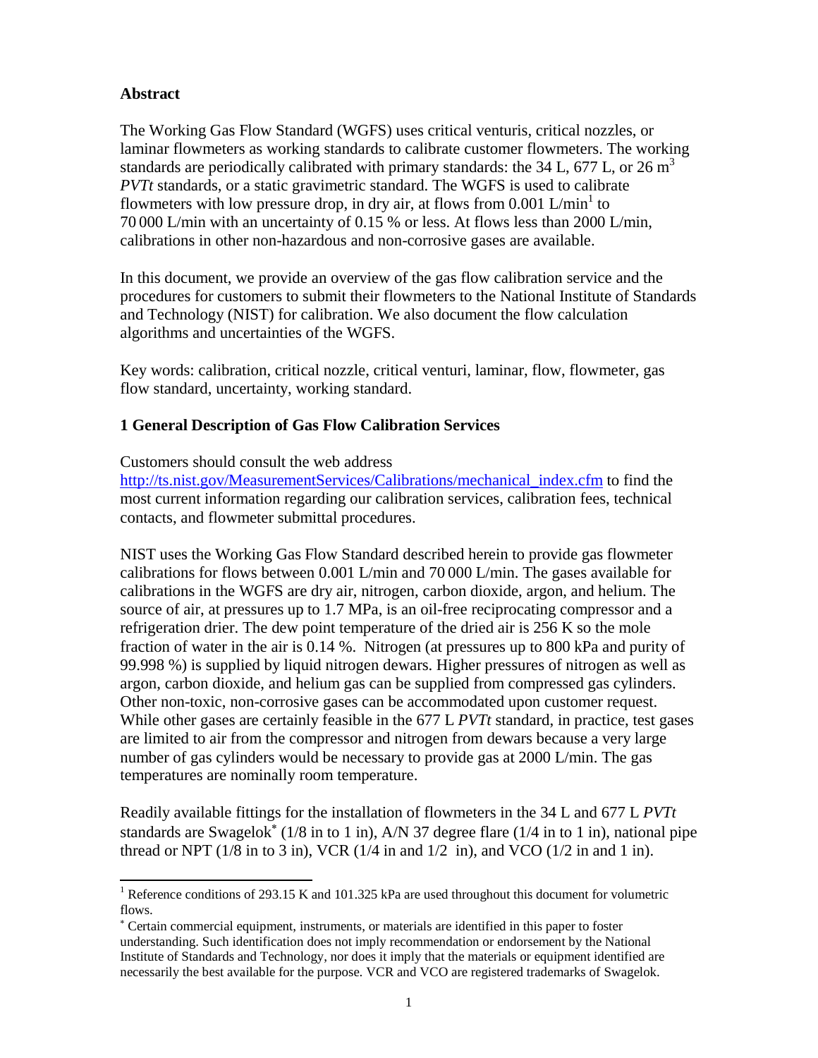## Abstract

The Working Gas Flow Standard (WGFS) uses critical venturis, critical nozzles, or laminar flowmeters as working standards to calibrate customer flowmeters. The working standards are periodically calibrated with primary standards: the 34 L, 677 L, or 26 $m^3$ *PVTt* standards, or a static gravimetric standard. The WGFS is used to calibrate flowmeters with low pressure drop, in dry air, at flows from 0.001 L/min[1] to 70 000 L/min with an uncertainty of 0.15 % or less. At flows less than 2000 L/min, calibrations in other non-hazardous and non-corrosive gases are available.

In this document, we provide an overview of the gas flow calibration service and the procedures for customers to submit their flowmeters to the National Institute of Standards and Technology (NIST) for calibration. We also document the flow calculation algorithms and uncertainties of the WGFS.

Key words: calibration, critical nozzle, critical venturi, laminar, flow, flowmeter, gas flow standard, uncertainty, working standard.

## 1 General Description of Gas Flow Calibration Services

Customers should consult the web address http://ts.nist.gov/MeasurementServices/Calibrations/mechanical_index.cfm to find the most current information regarding our calibration services, calibration fees, technical contacts, and flowmeter submittal procedures.

NIST uses the Working Gas Flow Standard described herein to provide gas flowmeter calibrations for flows between 0.001 L/min and 70 000 L/min. The gases available for calibrations in the WGFS are dry air, nitrogen, carbon dioxide, argon, and helium. The source of air, at pressures up to 1.7 MPa, is an oil-free reciprocating compressor and a refrigeration drier. The dew point temperature of the dried air is 256 K so the mole fraction of water in the air is 0.14 %. Nitrogen (at pressures up to 800 kPa and purity of 99.998 %) is supplied by liquid nitrogen dewars. Higher pressures of nitrogen as well as argon, carbon dioxide, and helium gas can be supplied from compressed gas cylinders. Other non-toxic, non-corrosive gases can be accommodated upon customer request. While other gases are certainly feasible in the 677 L *PVTt* standard, in practice, test gases are limited to air from the compressor and nitrogen from dewars because a very large number of gas cylinders would be necessary to provide gas at 2000 L/min. The gas temperatures are nominally room temperature.

Readily available fittings for the installation of flowmeters in the 34 L and 677 L *PVTt* standards are Swagelok[*] (1/8 in to 1 in), A/N 37 degree flare (1/4 in to 1 in), national pipe thread or NPT (1/8 in to 3 in), VCR (1/4 in and 1/2 in), and VCO (1/2 in and 1 in).

---

[1] Reference conditions of 293.15 K and 101.325 kPa are used throughout this document for volumetric flows.

[*] Certain commercial equipment, instruments, or materials are identified in this paper to foster understanding. Such identification does not imply recommendation or endorsement by the National Institute of Standards and Technology, nor does it imply that the materials or equipment identified are necessarily the best available for the purpose. VCR and VCO are registered trademarks of Swagelok.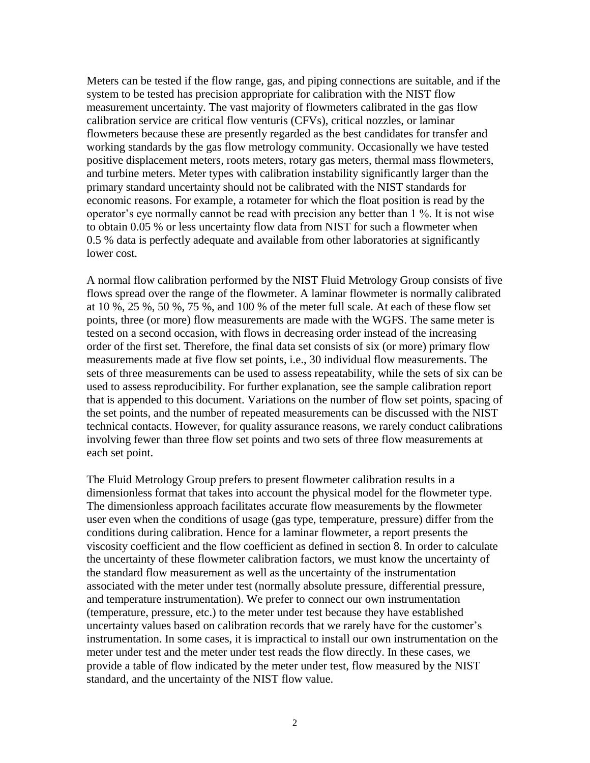Meters can be tested if the flow range, gas, and piping connections are suitable, and if the system to be tested has precision appropriate for calibration with the NIST flow measurement uncertainty. The vast majority of flowmeters calibrated in the gas flow calibration service are critical flow venturis (CFVs), critical nozzles, or laminar flowmeters because these are presently regarded as the best candidates for transfer and working standards by the gas flow metrology community. Occasionally we have tested positive displacement meters, roots meters, rotary gas meters, thermal mass flowmeters, and turbine meters. Meter types with calibration instability significantly larger than the primary standard uncertainty should not be calibrated with the NIST standards for economic reasons. For example, a rotameter for which the float position is read by the operator's eye normally cannot be read with precision any better than 1 %. It is not wise to obtain 0.05 % or less uncertainty flow data from NIST for such a flowmeter when 0.5 % data is perfectly adequate and available from other laboratories at significantly lower cost.

A normal flow calibration performed by the NIST Fluid Metrology Group consists of five flows spread over the range of the flowmeter. A laminar flowmeter is normally calibrated at 10 %, 25 %, 50 %, 75 %, and 100 % of the meter full scale. At each of these flow set points, three (or more) flow measurements are made with the WGFS. The same meter is tested on a second occasion, with flows in decreasing order instead of the increasing order of the first set. Therefore, the final data set consists of six (or more) primary flow measurements made at five flow set points, i.e., 30 individual flow measurements. The sets of three measurements can be used to assess repeatability, while the sets of six can be used to assess reproducibility. For further explanation, see the sample calibration report that is appended to this document. Variations on the number of flow set points, spacing of the set points, and the number of repeated measurements can be discussed with the NIST technical contacts. However, for quality assurance reasons, we rarely conduct calibrations involving fewer than three flow set points and two sets of three flow measurements at each set point.

The Fluid Metrology Group prefers to present flowmeter calibration results in a dimensionless format that takes into account the physical model for the flowmeter type. The dimensionless approach facilitates accurate flow measurements by the flowmeter user even when the conditions of usage (gas type, temperature, pressure) differ from the conditions during calibration. Hence for a laminar flowmeter, a report presents the viscosity coefficient and the flow coefficient as defined in section 8. In order to calculate the uncertainty of these flowmeter calibration factors, we must know the uncertainty of the standard flow measurement as well as the uncertainty of the instrumentation associated with the meter under test (normally absolute pressure, differential pressure, and temperature instrumentation). We prefer to connect our own instrumentation (temperature, pressure, etc.) to the meter under test because they have established uncertainty values based on calibration records that we rarely have for the customer's instrumentation. In some cases, it is impractical to install our own instrumentation on the meter under test and the meter under test reads the flow directly. In these cases, we provide a table of flow indicated by the meter under test, flow measured by the NIST standard, and the uncertainty of the NIST flow value.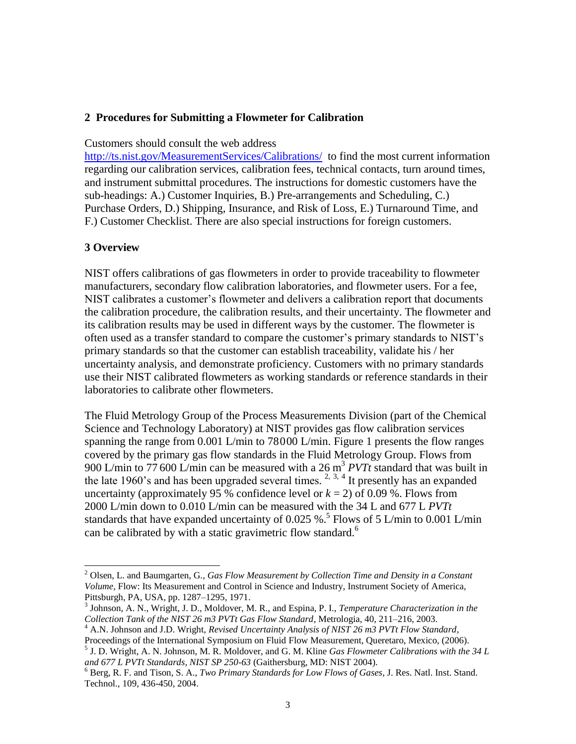## 2 Procedures for Submitting a Flowmeter for Calibration

Customers should consult the web address http://ts.nist.gov/MeasurementServices/Calibrations/ to find the most current information regarding our calibration services, calibration fees, technical contacts, turn around times, and instrument submittal procedures. The instructions for domestic customers have the sub-headings: A.) Customer Inquiries, B.) Pre-arrangements and Scheduling, C.) Purchase Orders, D.) Shipping, Insurance, and Risk of Loss, E.) Turnaround Time, and F.) Customer Checklist. There are also special instructions for foreign customers.

## 3 Overview

NIST offers calibrations of gas flowmeters in order to provide traceability to flowmeter manufacturers, secondary flow calibration laboratories, and flowmeter users. For a fee, NIST calibrates a customer's flowmeter and delivers a calibration report that documents the calibration procedure, the calibration results, and their uncertainty. The flowmeter and its calibration results may be used in different ways by the customer. The flowmeter is often used as a transfer standard to compare the customer's primary standards to NIST's primary standards so that the customer can establish traceability, validate his / her uncertainty analysis, and demonstrate proficiency. Customers with no primary standards use their NIST calibrated flowmeters as working standards or reference standards in their laboratories to calibrate other flowmeters.

The Fluid Metrology Group of the Process Measurements Division (part of the Chemical Science and Technology Laboratory) at NIST provides gas flow calibration services spanning the range from 0.001 L/min to 78000 L/min. Figure 1 presents the flow ranges covered by the primary gas flow standards in the Fluid Metrology Group. Flows from 900 L/min to 77 600 L/min can be measured with a 26 $m^3$ *PVTt* standard that was built in the late 1960's and has been upgraded several times. [2, 3, 4] It presently has an expanded uncertainty (approximately 95 % confidence level or $k = 2$) of 0.09 %. Flows from 2000 L/min down to 0.010 L/min can be measured with the 34 L and 677 L *PVTt* standards that have expanded uncertainty of 0.025 %.[5] Flows of 5 L/min to 0.001 L/min can be calibrated by with a static gravimetric flow standard.[6]

---

[2] Olsen, L. and Baumgarten, G., *Gas Flow Measurement by Collection Time and Density in a Constant Volume*, Flow: Its Measurement and Control in Science and Industry, Instrument Society of America, Pittsburgh, PA, USA, pp. 1287–1295, 1971.

[3] Johnson, A. N., Wright, J. D., Moldover, M. R., and Espina, P. I., *Temperature Characterization in the Collection Tank of the NIST 26 m3 PVTt Gas Flow Standard*, Metrologia, 40, 211–216, 2003.

[4] A.N. Johnson and J.D. Wright, *Revised Uncertainty Analysis of NIST 26 m3 PVTt Flow Standard*, Proceedings of the International Symposium on Fluid Flow Measurement, Queretaro, Mexico, (2006).

[5] J. D. Wright, A. N. Johnson, M. R. Moldover, and G. M. Kline *Gas Flowmeter Calibrations with the 34 L and 677 L PVTt Standards, NIST SP 250-63* (Gaithersburg, MD: NIST 2004).

[6] Berg, R. F. and Tison, S. A., *Two Primary Standards for Low Flows of Gases*, J. Res. Natl. Inst. Stand. Technol., 109, 436-450, 2004.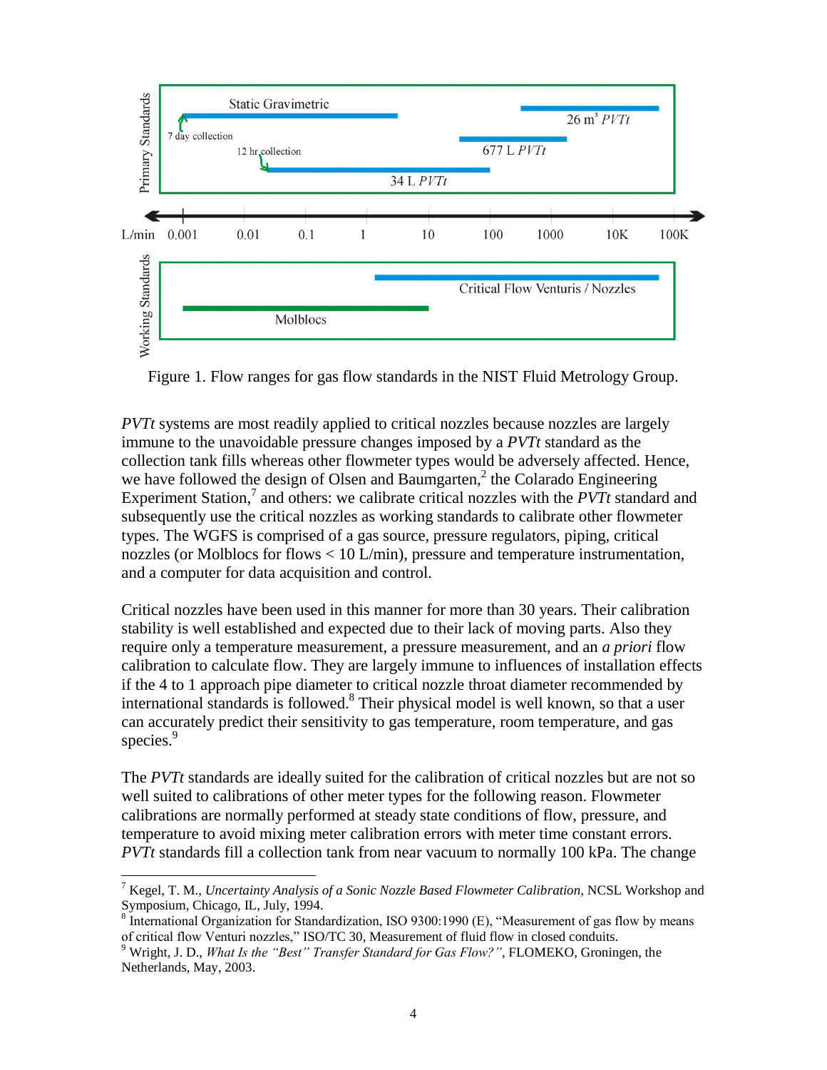Figure 1. Flow ranges for gas flow standards in the NIST Fluid Metrology Group.

*PVTt* systems are most readily applied to critical nozzles because nozzles are largely immune to the unavoidable pressure changes imposed by a *PVTt* standard as the collection tank fills whereas other flowmeter types would be adversely affected. Hence, we have followed the design of Olsen and Baumgarten,[2] the Colarado Engineering Experiment Station,[7] and others: we calibrate critical nozzles with the *PVTt* standard and subsequently use the critical nozzles as working standards to calibrate other flowmeter types. The WGFS is comprised of a gas source, pressure regulators, piping, critical nozzles (or Molblocs for flows < 10 L/min), pressure and temperature instrumentation, and a computer for data acquisition and control.

Critical nozzles have been used in this manner for more than 30 years. Their calibration stability is well established and expected due to their lack of moving parts. Also they require only a temperature measurement, a pressure measurement, and an *a priori* flow calibration to calculate flow. They are largely immune to influences of installation effects if the 4 to 1 approach pipe diameter to critical nozzle throat diameter recommended by international standards is followed.[8] Their physical model is well known, so that a user can accurately predict their sensitivity to gas temperature, room temperature, and gas species.[9]

The *PVTt* standards are ideally suited for the calibration of critical nozzles but are not so well suited to calibrations of other meter types for the following reason. Flowmeter calibrations are normally performed at steady state conditions of flow, pressure, and temperature to avoid mixing meter calibration errors with meter time constant errors. *PVTt* standards fill a collection tank from near vacuum to normally 100 kPa. The change

---

[7] Kegel, T. M., *Uncertainty Analysis of a Sonic Nozzle Based Flowmeter Calibration*, NCSL Workshop and Symposium, Chicago, IL, July, 1994.

[8] International Organization for Standardization, ISO 9300:1990 (E), "Measurement of gas flow by means of critical flow Venturi nozzles," ISO/TC 30, Measurement of fluid flow in closed conduits.

[9] Wright, J. D., *What Is the "Best" Transfer Standard for Gas Flow?"*, FLOMEKO, Groningen, the Netherlands, May, 2003.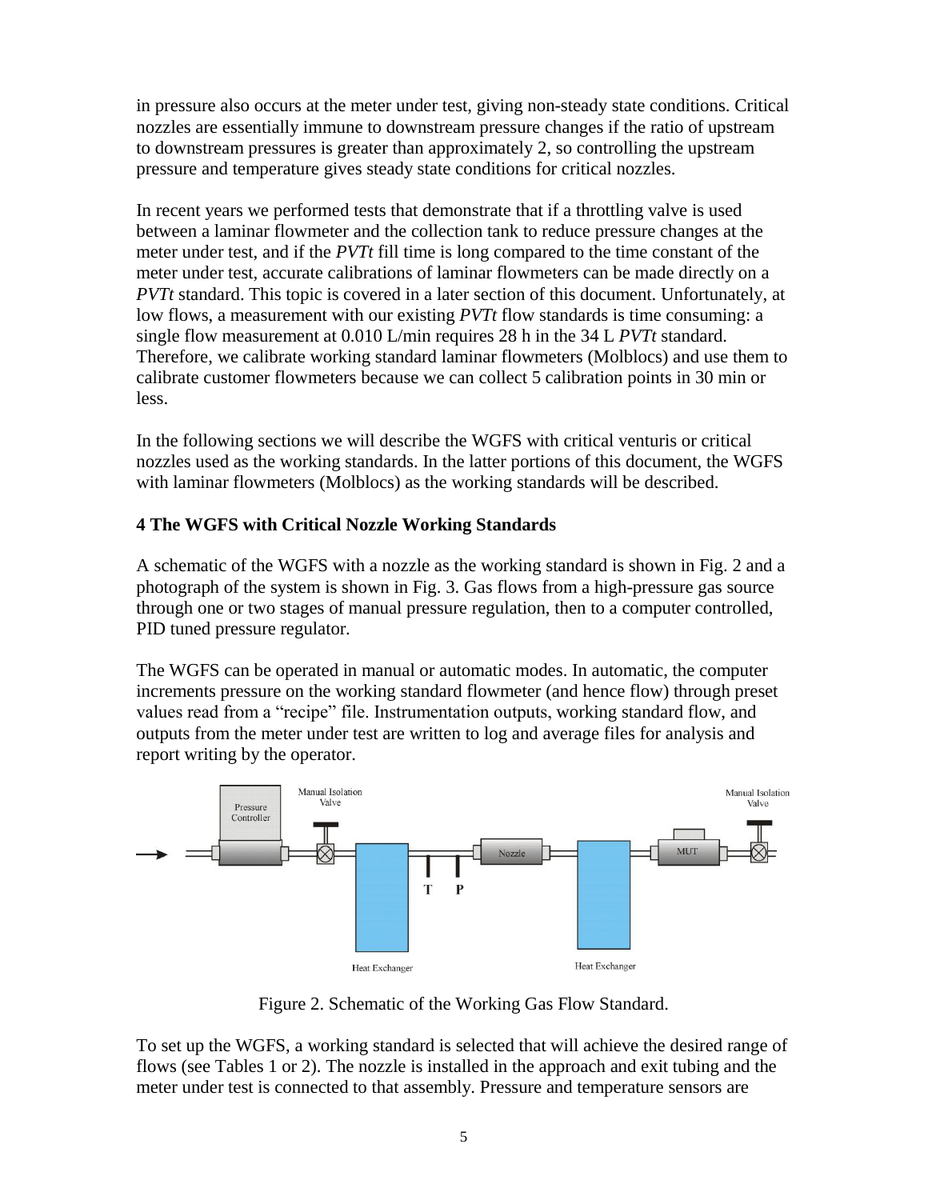in pressure also occurs at the meter under test, giving non-steady state conditions. Critical nozzles are essentially immune to downstream pressure changes if the ratio of upstream to downstream pressures is greater than approximately 2, so controlling the upstream pressure and temperature gives steady state conditions for critical nozzles.

In recent years we performed tests that demonstrate that if a throttling valve is used between a laminar flowmeter and the collection tank to reduce pressure changes at the meter under test, and if the *PVTt* fill time is long compared to the time constant of the meter under test, accurate calibrations of laminar flowmeters can be made directly on a *PVTt* standard. This topic is covered in a later section of this document. Unfortunately, at low flows, a measurement with our existing *PVTt* flow standards is time consuming: a single flow measurement at 0.010 L/min requires 28 h in the 34 L *PVTt* standard. Therefore, we calibrate working standard laminar flowmeters (Molblocs) and use them to calibrate customer flowmeters because we can collect 5 calibration points in 30 min or less.

In the following sections we will describe the WGFS with critical venturis or critical nozzles used as the working standards. In the latter portions of this document, the WGFS with laminar flowmeters (Molblocs) as the working standards will be described.

## 4 The WGFS with Critical Nozzle Working Standards

A schematic of the WGFS with a nozzle as the working standard is shown in Fig. 2 and a photograph of the system is shown in Fig. 3. Gas flows from a high-pressure gas source through one or two stages of manual pressure regulation, then to a computer controlled, PID tuned pressure regulator.

The WGFS can be operated in manual or automatic modes. In automatic, the computer increments pressure on the working standard flowmeter (and hence flow) through preset values read from a "recipe" file. Instrumentation outputs, working standard flow, and outputs from the meter under test are written to log and average files for analysis and report writing by the operator.

Figure 2. Schematic of the Working Gas Flow Standard.

To set up the WGFS, a working standard is selected that will achieve the desired range of flows (see Tables 1 or 2). The nozzle is installed in the approach and exit tubing and the meter under test is connected to that assembly. Pressure and temperature sensors are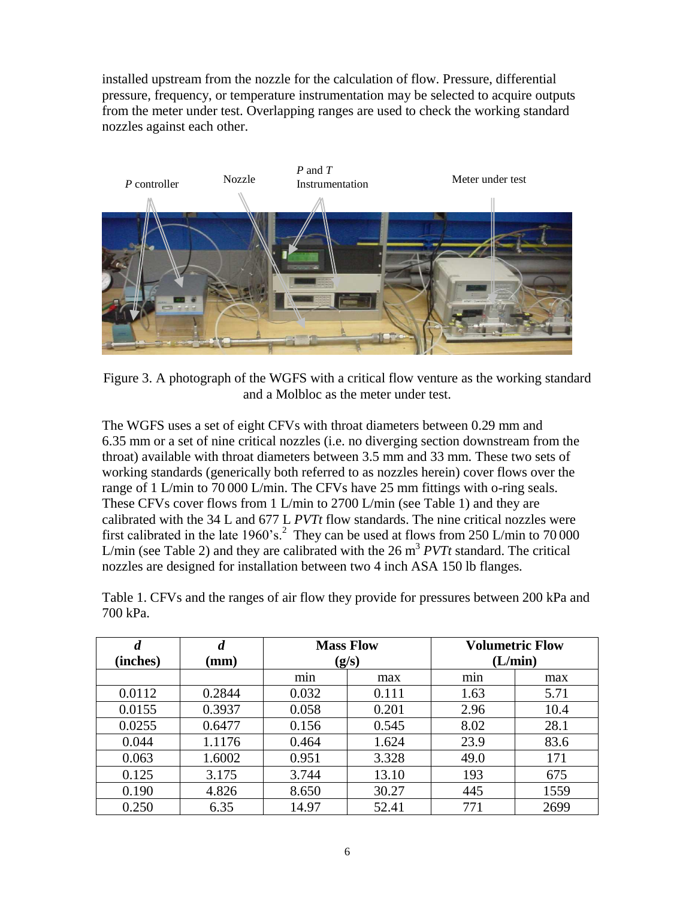installed upstream from the nozzle for the calculation of flow. Pressure, differential pressure, frequency, or temperature instrumentation may be selected to acquire outputs from the meter under test. Overlapping ranges are used to check the working standard nozzles against each other.

Figure 3. A photograph of the WGFS with a critical flow venture as the working standard and a Molbloc as the meter under test.

The WGFS uses a set of eight CFVs with throat diameters between 0.29 mm and 6.35 mm or a set of nine critical nozzles (i.e. no diverging section downstream from the throat) available with throat diameters between 3.5 mm and 33 mm. These two sets of working standards (generically both referred to as nozzles herein) cover flows over the range of 1 L/min to 70 000 L/min. The CFVs have 25 mm fittings with o-ring seals. These CFVs cover flows from 1 L/min to 2700 L/min (see Table 1) and they are calibrated with the 34 L and 677 L *PVTt* flow standards. The nine critical nozzles were first calibrated in the late 1960's.[2] They can be used at flows from 250 L/min to 70 000 L/min (see Table 2) and they are calibrated with the 26 $m^3$ *PVTt* standard. The critical nozzles are designed for installation between two 4 inch ASA 150 lb flanges.

Table 1. CFVs and the ranges of air flow they provide for pressures between 200 kPa and 700 kPa.

| ***d* (inches)** | ***d* (mm)** | **Mass Flow (g/s)** | | **Volumetric Flow (L/min)** | |
|---|---|---|---|---|---|
| | | min | max | min | max |
| 0.0112 | 0.2844 | 0.032 | 0.111 | 1.63 | 5.71 |
| 0.0155 | 0.3937 | 0.058 | 0.201 | 2.96 | 10.4 |
| 0.0255 | 0.6477 | 0.156 | 0.545 | 8.02 | 28.1 |
| 0.044 | 1.1176 | 0.464 | 1.624 | 23.9 | 83.6 |
| 0.063 | 1.6002 | 0.951 | 3.328 | 49.0 | 171 |
| 0.125 | 3.175 | 3.744 | 13.10 | 193 | 675 |
| 0.190 | 4.826 | 8.650 | 30.27 | 445 | 1559 |
| 0.250 | 6.35 | 14.97 | 52.41 | 771 | 2699 |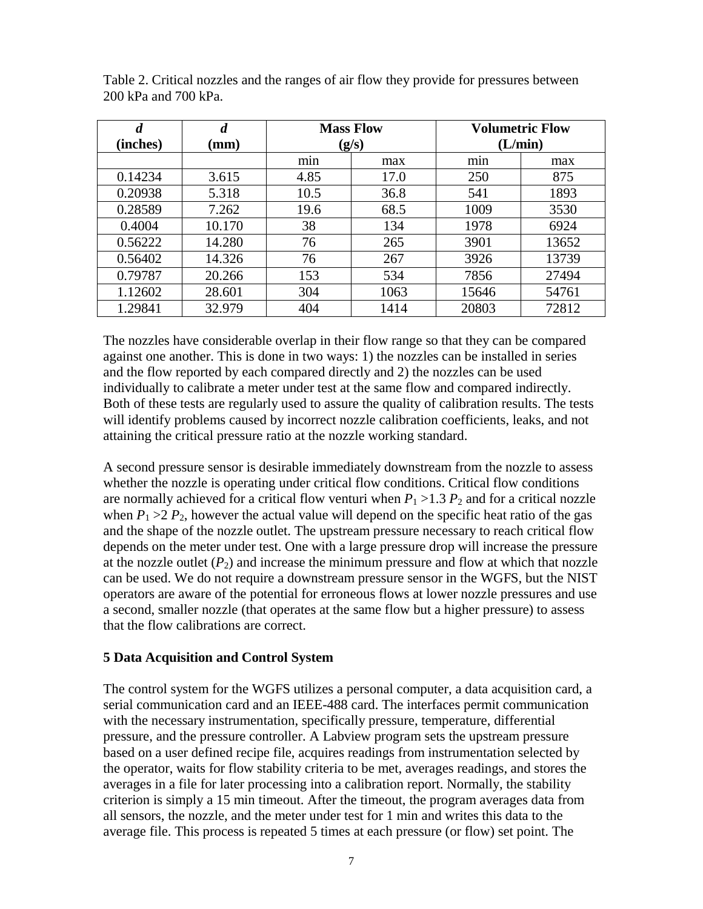Table 2. Critical nozzles and the ranges of air flow they provide for pressures between 200 kPa and 700 kPa.

| ***d*** **(inches)** | ***d*** **(mm)** | **Mass Flow (g/s)** | | **Volumetric Flow (L/min)** | |
|---|---|---|---|---|---|
| | | min | max | min | max |
| 0.14234 | 3.615 | 4.85 | 17.0 | 250 | 875 |
| 0.20938 | 5.318 | 10.5 | 36.8 | 541 | 1893 |
| 0.28589 | 7.262 | 19.6 | 68.5 | 1009 | 3530 |
| 0.4004 | 10.170 | 38 | 134 | 1978 | 6924 |
| 0.56222 | 14.280 | 76 | 265 | 3901 | 13652 |
| 0.56402 | 14.326 | 76 | 267 | 3926 | 13739 |
| 0.79787 | 20.266 | 153 | 534 | 7856 | 27494 |
| 1.12602 | 28.601 | 304 | 1063 | 15646 | 54761 |
| 1.29841 | 32.979 | 404 | 1414 | 20803 | 72812 |

The nozzles have considerable overlap in their flow range so that they can be compared against one another. This is done in two ways: 1) the nozzles can be installed in series and the flow reported by each compared directly and 2) the nozzles can be used individually to calibrate a meter under test at the same flow and compared indirectly. Both of these tests are regularly used to assure the quality of calibration results. The tests will identify problems caused by incorrect nozzle calibration coefficients, leaks, and not attaining the critical pressure ratio at the nozzle working standard.

A second pressure sensor is desirable immediately downstream from the nozzle to assess whether the nozzle is operating under critical flow conditions. Critical flow conditions are normally achieved for a critical flow venturi when $P_1 > 1.3\, P_2$ and for a critical nozzle when $P_1 > 2\, P_2$, however the actual value will depend on the specific heat ratio of the gas and the shape of the nozzle outlet. The upstream pressure necessary to reach critical flow depends on the meter under test. One with a large pressure drop will increase the pressure at the nozzle outlet ($P_2$) and increase the minimum pressure and flow at which that nozzle can be used. We do not require a downstream pressure sensor in the WGFS, but the NIST operators are aware of the potential for erroneous flows at lower nozzle pressures and use a second, smaller nozzle (that operates at the same flow but a higher pressure) to assess that the flow calibrations are correct.

## 5 Data Acquisition and Control System

The control system for the WGFS utilizes a personal computer, a data acquisition card, a serial communication card and an IEEE-488 card. The interfaces permit communication with the necessary instrumentation, specifically pressure, temperature, differential pressure, and the pressure controller. A Labview program sets the upstream pressure based on a user defined recipe file, acquires readings from instrumentation selected by the operator, waits for flow stability criteria to be met, averages readings, and stores the averages in a file for later processing into a calibration report. Normally, the stability criterion is simply a 15 min timeout. After the timeout, the program averages data from all sensors, the nozzle, and the meter under test for 1 min and writes this data to the average file. This process is repeated 5 times at each pressure (or flow) set point. The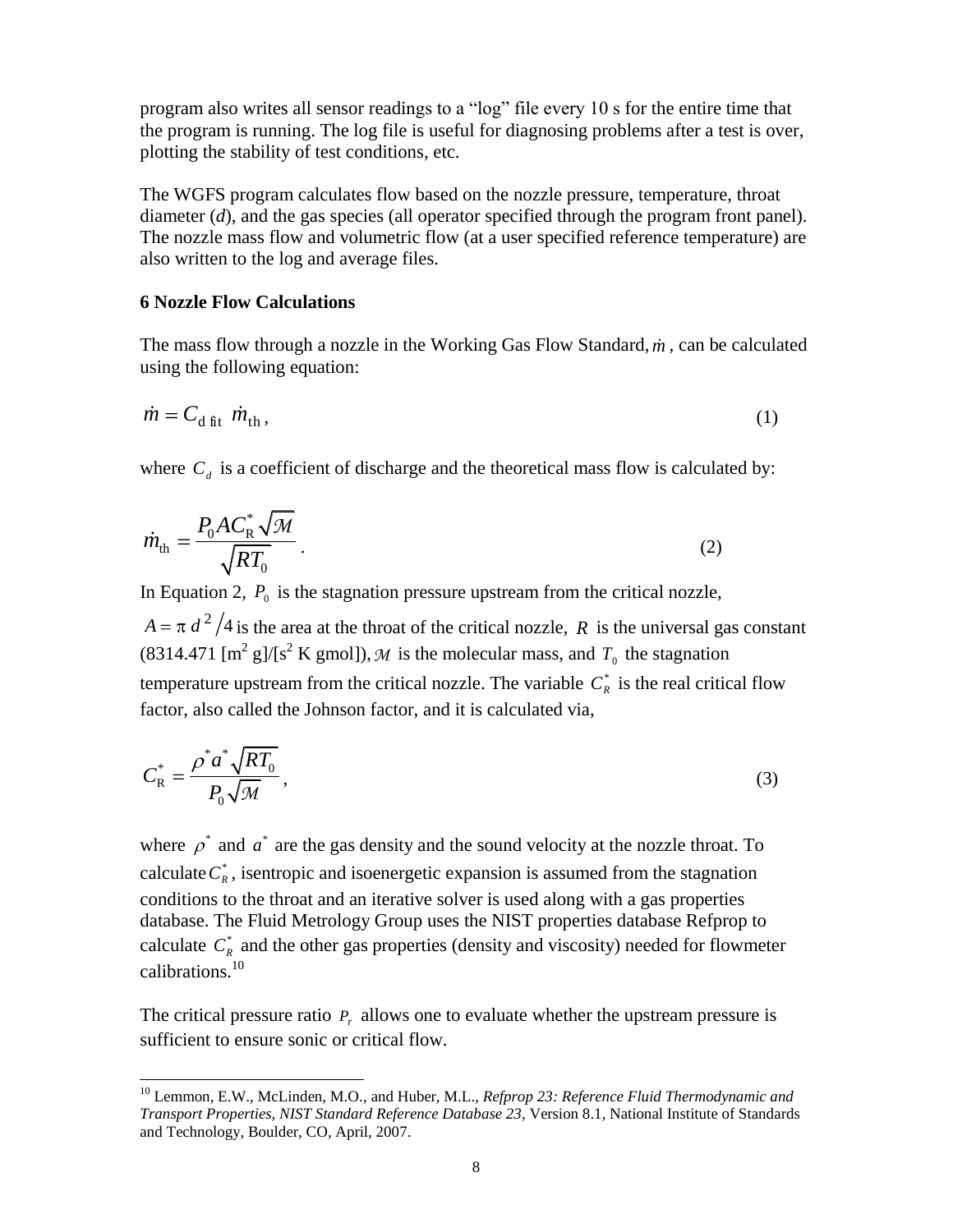program also writes all sensor readings to a "log" file every 10 s for the entire time that the program is running. The log file is useful for diagnosing problems after a test is over, plotting the stability of test conditions, etc.

The WGFS program calculates flow based on the nozzle pressure, temperature, throat diameter (*d*), and the gas species (all operator specified through the program front panel). The nozzle mass flow and volumetric flow (at a user specified reference temperature) are also written to the log and average files.

### 6 Nozzle Flow Calculations

The mass flow through a nozzle in the Working Gas Flow Standard, $\dot{m}$, can be calculated using the following equation:

$$\dot{m} = C_{\mathrm{d\ fit}}\ \dot{m}_{\mathrm{th}}\,, \tag{1}$$

where $C_d$ is a coefficient of discharge and the theoretical mass flow is calculated by:

$$\dot{m}_{\mathrm{th}} = \frac{P_0 A C_{\mathrm{R}}^* \sqrt{\mathcal{M}}}{\sqrt{R T_0}}\,. \tag{2}$$

In Equation 2, $P_0$ is the stagnation pressure upstream from the critical nozzle, $A = \pi\, d^2 / 4$ is the area at the throat of the critical nozzle, $R$ is the universal gas constant (8314.471 [$\mathrm{m^2\ g}$]/[$\mathrm{s^2\ K\ gmol}$]), $\mathcal{M}$ is the molecular mass, and $T_0$ the stagnation temperature upstream from the critical nozzle. The variable $C_R^*$ is the real critical flow factor, also called the Johnson factor, and it is calculated via,

$$C_{\mathrm{R}}^* = \frac{\rho^* a^* \sqrt{R T_0}}{P_0 \sqrt{\mathcal{M}}}\,, \tag{3}$$

where $\rho^*$ and $a^*$ are the gas density and the sound velocity at the nozzle throat. To calculate $C_R^*$, isentropic and isoenergetic expansion is assumed from the stagnation conditions to the throat and an iterative solver is used along with a gas properties database. The Fluid Metrology Group uses the NIST properties database Refprop to calculate $C_R^*$ and the other gas properties (density and viscosity) needed for flowmeter calibrations.[10]

The critical pressure ratio $P_r$ allows one to evaluate whether the upstream pressure is sufficient to ensure sonic or critical flow.

---

[10] Lemmon, E.W., McLinden, M.O., and Huber, M.L., *Refprop 23: Reference Fluid Thermodynamic and Transport Properties, NIST Standard Reference Database 23*, Version 8.1, National Institute of Standards and Technology, Boulder, CO, April, 2007.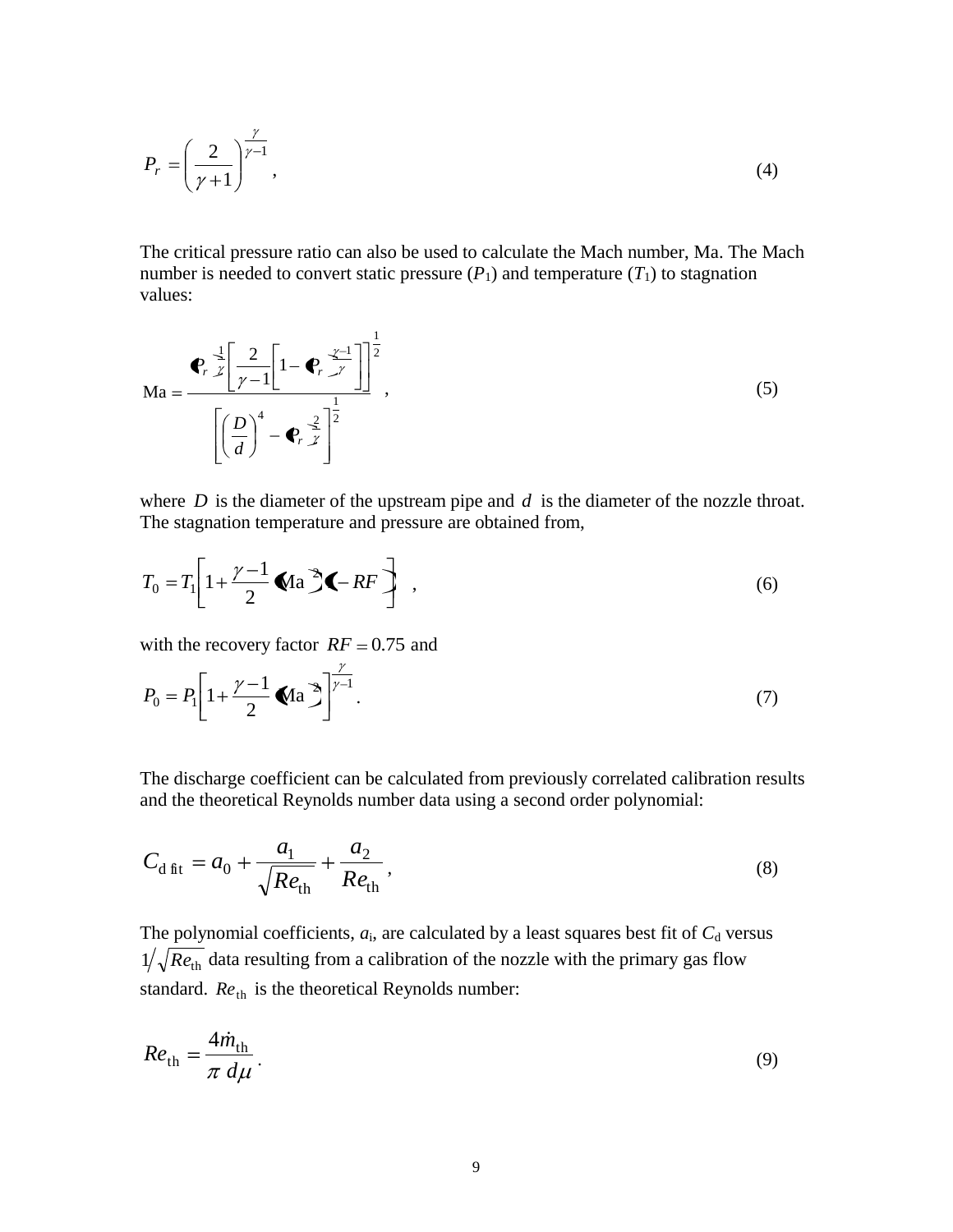$$P_r = \left( \frac{2}{\gamma + 1} \right)^{\frac{\gamma}{\gamma - 1}}, \tag{4}$$

The critical pressure ratio can also be used to calculate the Mach number, Ma. The Mach number is needed to convert static pressure ($P_1$) and temperature ($T_1$) to stagnation values:

$$\mathrm{Ma} = \frac{\left\{ (P_r)^{-\frac{1}{\gamma}} \left[ \frac{2}{\gamma - 1} \left[ 1 - (P_r)^{\frac{\gamma - 1}{\gamma}} \right] \right] \right\}^{\frac{1}{2}}}{\left[ \left( \frac{D}{d} \right)^4 - (P_r)^{-\frac{2}{\gamma}} \right]^{\frac{1}{2}}}, \tag{5}$$

where $D$ is the diameter of the upstream pipe and $d$ is the diameter of the nozzle throat. The stagnation temperature and pressure are obtained from,

$$T_0 = T_1 \left[ 1 + \frac{\gamma - 1}{2} (\mathrm{Ma}^2)(1 - RF) \right], \tag{6}$$

with the recovery factor $RF = 0.75$ and

$$P_0 = P_1 \left[ 1 + \frac{\gamma - 1}{2} (\mathrm{Ma}^2) \right]^{\frac{\gamma}{\gamma - 1}}. \tag{7}$$

The discharge coefficient can be calculated from previously correlated calibration results and the theoretical Reynolds number data using a second order polynomial:

$$C_{\mathrm{d\ fit}} = a_0 + \frac{a_1}{\sqrt{Re_{\mathrm{th}}}} + \frac{a_2}{Re_{\mathrm{th}}}, \tag{8}$$

The polynomial coefficients, $a_i$, are calculated by a least squares best fit of $C_d$ versus $1/\sqrt{Re_{\mathrm{th}}}$ data resulting from a calibration of the nozzle with the primary gas flow standard. $Re_{\mathrm{th}}$ is the theoretical Reynolds number:

$$Re_{\mathrm{th}} = \frac{4\dot{m}_{\mathrm{th}}}{\pi \, d \mu}. \tag{9}$$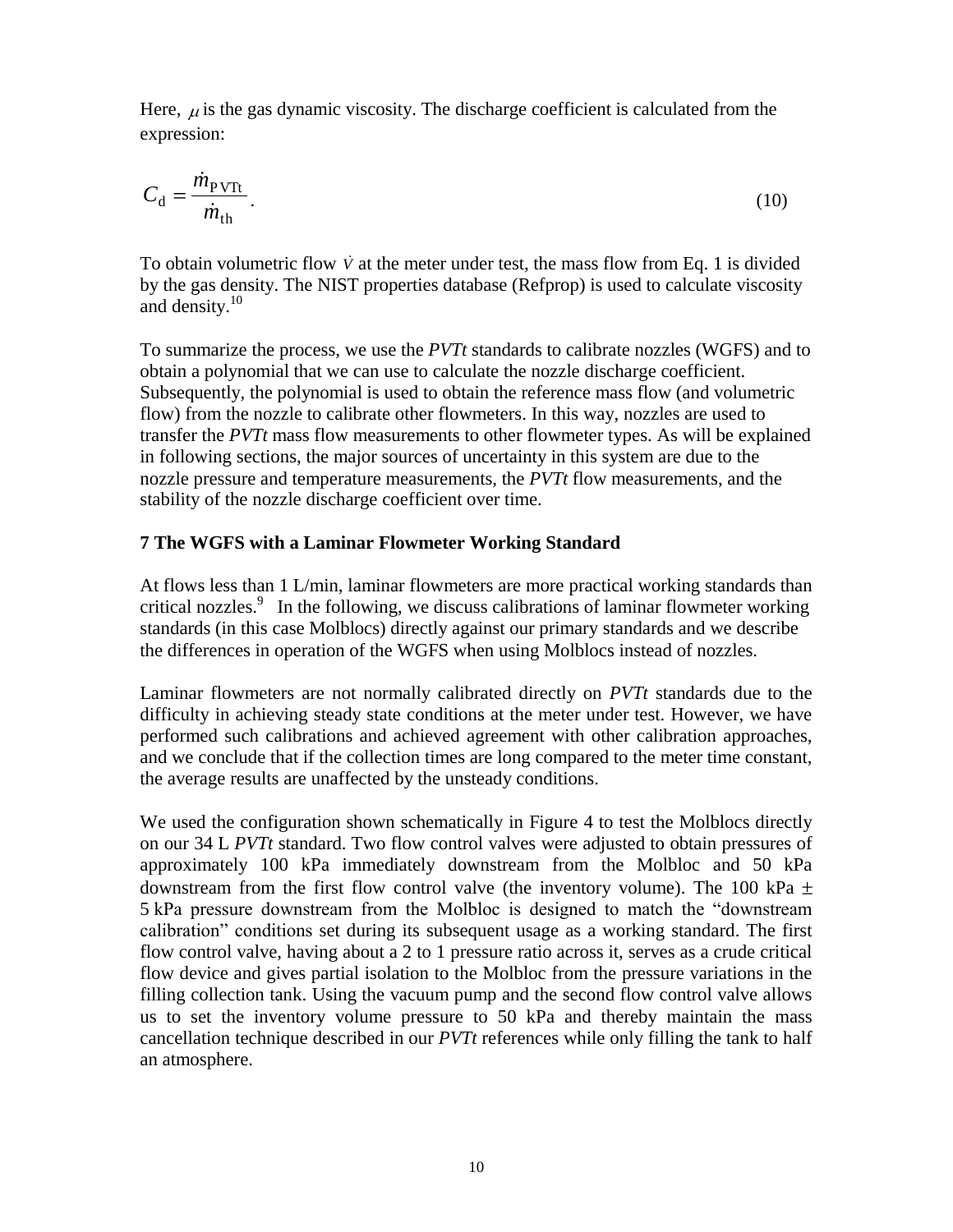Here, $\mu$ is the gas dynamic viscosity. The discharge coefficient is calculated from the expression:

$$C_{\rm d} = \frac{\dot{m}_{\rm PVTt}}{\dot{m}_{\rm th}}. \tag{10}$$

To obtain volumetric flow $\dot{V}$ at the meter under test, the mass flow from Eq. 1 is divided by the gas density. The NIST properties database (Refprop) is used to calculate viscosity and density.[10]

To summarize the process, we use the *PVTt* standards to calibrate nozzles (WGFS) and to obtain a polynomial that we can use to calculate the nozzle discharge coefficient. Subsequently, the polynomial is used to obtain the reference mass flow (and volumetric flow) from the nozzle to calibrate other flowmeters. In this way, nozzles are used to transfer the *PVTt* mass flow measurements to other flowmeter types. As will be explained in following sections, the major sources of uncertainty in this system are due to the nozzle pressure and temperature measurements, the *PVTt* flow measurements, and the stability of the nozzle discharge coefficient over time.

## 7 The WGFS with a Laminar Flowmeter Working Standard

At flows less than 1 L/min, laminar flowmeters are more practical working standards than critical nozzles.[9] In the following, we discuss calibrations of laminar flowmeter working standards (in this case Molblocs) directly against our primary standards and we describe the differences in operation of the WGFS when using Molblocs instead of nozzles.

Laminar flowmeters are not normally calibrated directly on *PVTt* standards due to the difficulty in achieving steady state conditions at the meter under test. However, we have performed such calibrations and achieved agreement with other calibration approaches, and we conclude that if the collection times are long compared to the meter time constant, the average results are unaffected by the unsteady conditions.

We used the configuration shown schematically in Figure 4 to test the Molblocs directly on our 34 L *PVTt* standard. Two flow control valves were adjusted to obtain pressures of approximately 100 kPa immediately downstream from the Molbloc and 50 kPa downstream from the first flow control valve (the inventory volume). The 100 kPa $\pm$ 5 kPa pressure downstream from the Molbloc is designed to match the "downstream calibration" conditions set during its subsequent usage as a working standard. The first flow control valve, having about a 2 to 1 pressure ratio across it, serves as a crude critical flow device and gives partial isolation to the Molbloc from the pressure variations in the filling collection tank. Using the vacuum pump and the second flow control valve allows us to set the inventory volume pressure to 50 kPa and thereby maintain the mass cancellation technique described in our *PVTt* references while only filling the tank to half an atmosphere.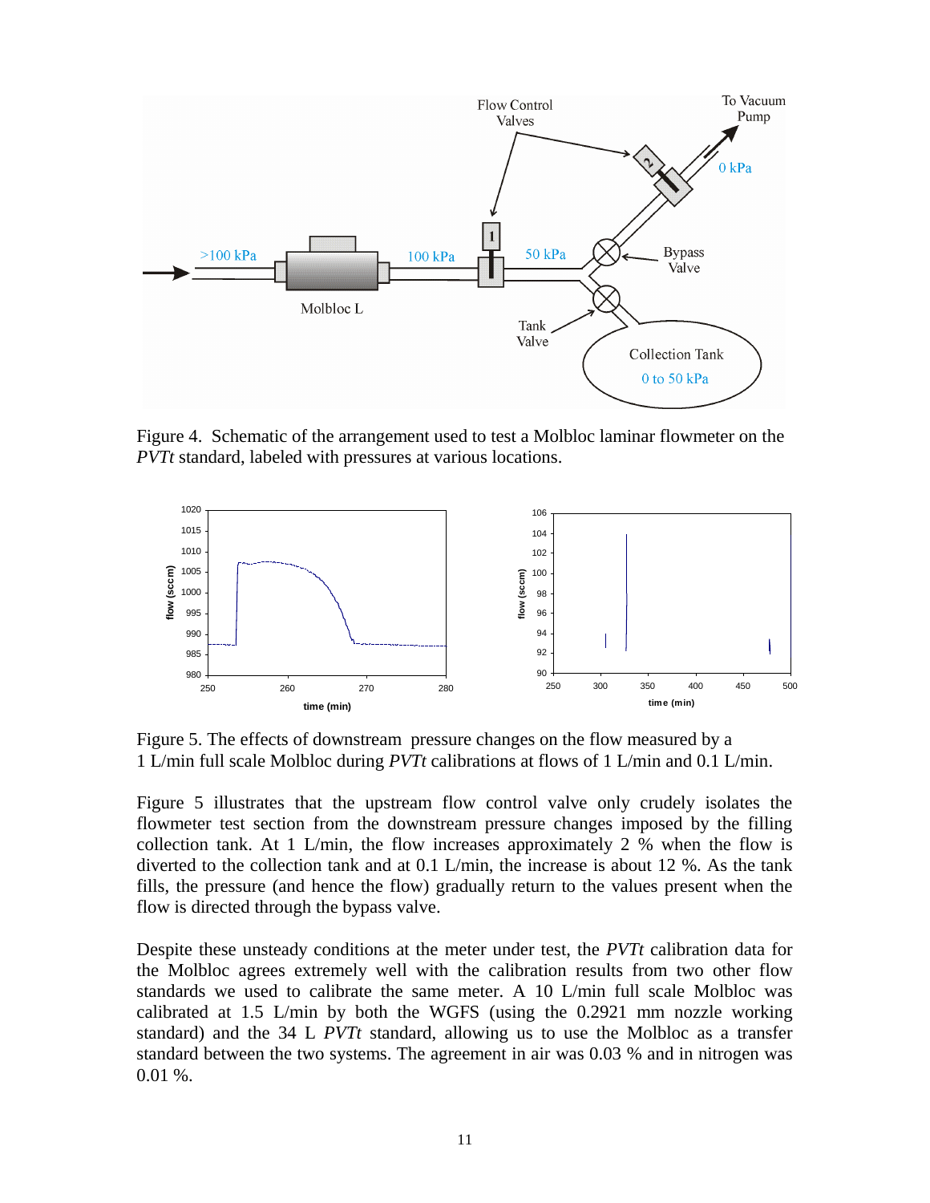Figure 4. Schematic of the arrangement used to test a Molbloc laminar flowmeter on the *PVTt* standard, labeled with pressures at various locations.

Figure 5. The effects of downstream pressure changes on the flow measured by a 1 L/min full scale Molbloc during *PVTt* calibrations at flows of 1 L/min and 0.1 L/min.

Figure 5 illustrates that the upstream flow control valve only crudely isolates the flowmeter test section from the downstream pressure changes imposed by the filling collection tank. At 1 L/min, the flow increases approximately 2 % when the flow is diverted to the collection tank and at 0.1 L/min, the increase is about 12 %. As the tank fills, the pressure (and hence the flow) gradually return to the values present when the flow is directed through the bypass valve.

Despite these unsteady conditions at the meter under test, the *PVTt* calibration data for the Molbloc agrees extremely well with the calibration results from two other flow standards we used to calibrate the same meter. A 10 L/min full scale Molbloc was calibrated at 1.5 L/min by both the WGFS (using the 0.2921 mm nozzle working standard) and the 34 L *PVTt* standard, allowing us to use the Molbloc as a transfer standard between the two systems. The agreement in air was 0.03 % and in nitrogen was 0.01 %.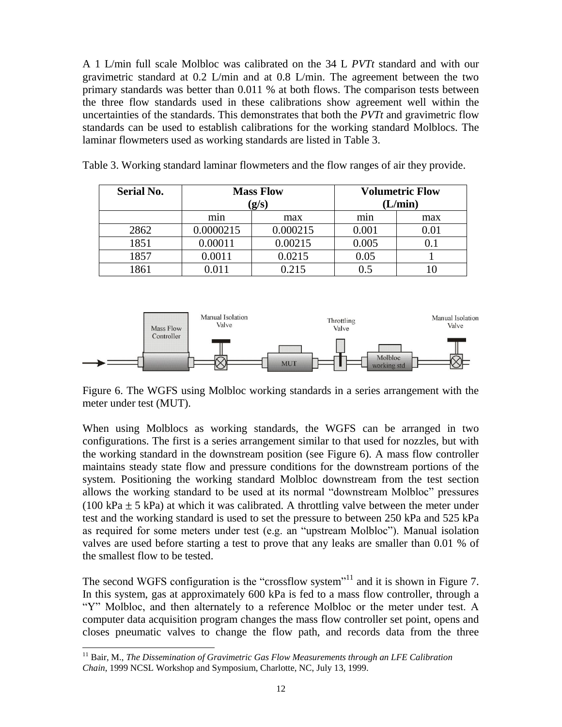A 1 L/min full scale Molbloc was calibrated on the 34 L *PVTt* standard and with our gravimetric standard at 0.2 L/min and at 0.8 L/min. The agreement between the two primary standards was better than 0.011 % at both flows. The comparison tests between the three flow standards used in these calibrations show agreement well within the uncertainties of the standards. This demonstrates that both the *PVTt* and gravimetric flow standards can be used to establish calibrations for the working standard Molblocs. The laminar flowmeters used as working standards are listed in Table 3.

Table 3. Working standard laminar flowmeters and the flow ranges of air they provide.

| **Serial No.** | **Mass Flow (g/s)** | | **Volumetric Flow (L/min)** | |
|---|---|---|---|---|
| | min | max | min | max |
| 2862 | 0.0000215 | 0.000215 | 0.001 | 0.01 |
| 1851 | 0.00011 | 0.00215 | 0.005 | 0.1 |
| 1857 | 0.0011 | 0.0215 | 0.05 | 1 |
| 1861 | 0.011 | 0.215 | 0.5 | 10 |

Figure 6. The WGFS using Molbloc working standards in a series arrangement with the meter under test (MUT).

When using Molblocs as working standards, the WGFS can be arranged in two configurations. The first is a series arrangement similar to that used for nozzles, but with the working standard in the downstream position (see Figure 6). A mass flow controller maintains steady state flow and pressure conditions for the downstream portions of the system. Positioning the working standard Molbloc downstream from the test section allows the working standard to be used at its normal "downstream Molbloc" pressures (100 kPa $\pm$ 5 kPa) at which it was calibrated. A throttling valve between the meter under test and the working standard is used to set the pressure to between 250 kPa and 525 kPa as required for some meters under test (e.g. an "upstream Molbloc"). Manual isolation valves are used before starting a test to prove that any leaks are smaller than 0.01 % of the smallest flow to be tested.

The second WGFS configuration is the "crossflow system"[11] and it is shown in Figure 7. In this system, gas at approximately 600 kPa is fed to a mass flow controller, through a "Y" Molbloc, and then alternately to a reference Molbloc or the meter under test. A computer data acquisition program changes the mass flow controller set point, opens and closes pneumatic valves to change the flow path, and records data from the three

[11] Bair, M., *The Dissemination of Gravimetric Gas Flow Measurements through an LFE Calibration Chain*, 1999 NCSL Workshop and Symposium, Charlotte, NC, July 13, 1999.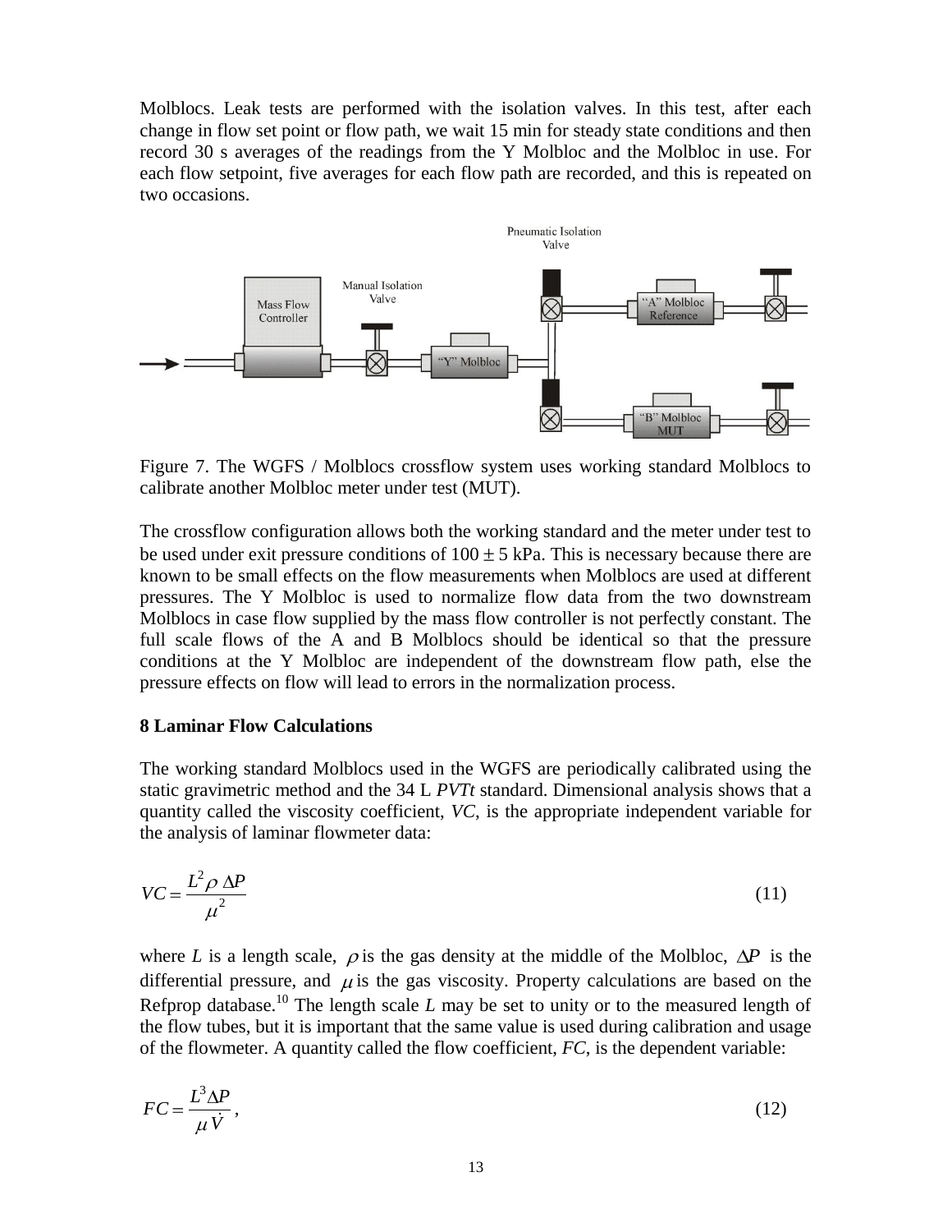Molblocs. Leak tests are performed with the isolation valves. In this test, after each change in flow set point or flow path, we wait 15 min for steady state conditions and then record 30 s averages of the readings from the Y Molbloc and the Molbloc in use. For each flow setpoint, five averages for each flow path are recorded, and this is repeated on two occasions.

Figure 7. The WGFS / Molblocs crossflow system uses working standard Molblocs to calibrate another Molbloc meter under test (MUT).

The crossflow configuration allows both the working standard and the meter under test to be used under exit pressure conditions of $100 \pm 5$ kPa. This is necessary because there are known to be small effects on the flow measurements when Molblocs are used at different pressures. The Y Molbloc is used to normalize flow data from the two downstream Molblocs in case flow supplied by the mass flow controller is not perfectly constant. The full scale flows of the A and B Molblocs should be identical so that the pressure conditions at the Y Molbloc are independent of the downstream flow path, else the pressure effects on flow will lead to errors in the normalization process.

**8 Laminar Flow Calculations**

The working standard Molblocs used in the WGFS are periodically calibrated using the static gravimetric method and the 34 L *PVTt* standard. Dimensional analysis shows that a quantity called the viscosity coefficient, *VC*, is the appropriate independent variable for the analysis of laminar flowmeter data:

$$VC = \frac{L^2 \rho \, \Delta P}{\mu^2} \tag{11}$$

where $L$ is a length scale, $\rho$ is the gas density at the middle of the Molbloc, $\Delta P$ is the differential pressure, and $\mu$ is the gas viscosity. Property calculations are based on the Refprop database.[10] The length scale $L$ may be set to unity or to the measured length of the flow tubes, but it is important that the same value is used during calibration and usage of the flowmeter. A quantity called the flow coefficient, *FC*, is the dependent variable:

$$FC = \frac{L^3 \Delta P}{\mu \dot{V}}, \tag{12}$$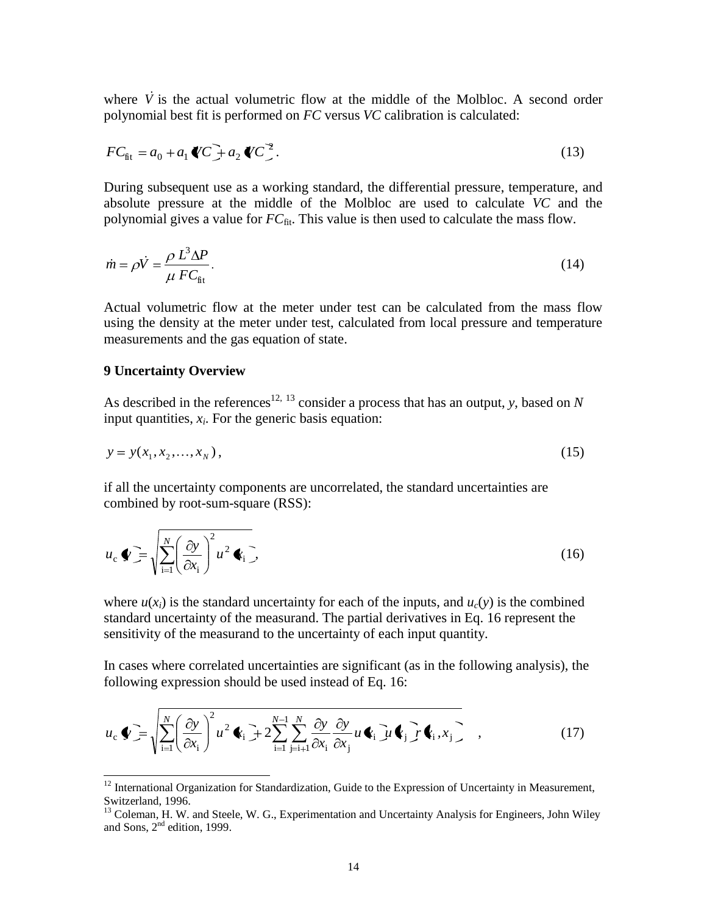where $\dot{V}$ is the actual volumetric flow at the middle of the Molbloc. A second order polynomial best fit is performed on *FC* versus *VC* calibration is calculated:

$$FC_{\text{fit}} = a_0 + a_1 (VC) + a_2 (VC)^2 . \tag{13}$$

During subsequent use as a working standard, the differential pressure, temperature, and absolute pressure at the middle of the Molbloc are used to calculate *VC* and the polynomial gives a value for $FC_{\text{fit}}$. This value is then used to calculate the mass flow.

$$\dot{m} = \rho \dot{V} = \frac{\rho \, L^3 \Delta P}{\mu \, FC_{\text{fit}}} . \tag{14}$$

Actual volumetric flow at the meter under test can be calculated from the mass flow using the density at the meter under test, calculated from local pressure and temperature measurements and the gas equation of state.

**9 Uncertainty Overview**

As described in the references[12, 13] consider a process that has an output, $y$, based on $N$ input quantities, $x_i$. For the generic basis equation:

$$y = y(x_1, x_2, \ldots, x_N) , \tag{15}$$

if all the uncertainty components are uncorrelated, the standard uncertainties are combined by root-sum-square (RSS):

$$u_c(y) = \sqrt{\sum_{i=1}^{N} \left( \frac{\partial y}{\partial x_i} \right)^2 u^2(x_i)} , \tag{16}$$

where $u(x_i)$ is the standard uncertainty for each of the inputs, and $u_c(y)$ is the combined standard uncertainty of the measurand. The partial derivatives in Eq. 16 represent the sensitivity of the measurand to the uncertainty of each input quantity.

In cases where correlated uncertainties are significant (as in the following analysis), the following expression should be used instead of Eq. 16:

$$u_c(y) = \sqrt{\sum_{i=1}^{N} \left( \frac{\partial y}{\partial x_i} \right)^2 u^2(x_i) + 2 \sum_{i=1}^{N-1} \sum_{j=i+1}^{N} \frac{\partial y}{\partial x_i} \frac{\partial y}{\partial x_j} u(x_i) u(x_j) r(x_i, x_j)} , \tag{17}$$

[12] International Organization for Standardization, Guide to the Expression of Uncertainty in Measurement, Switzerland, 1996.

[13] Coleman, H. W. and Steele, W. G., Experimentation and Uncertainty Analysis for Engineers, John Wiley and Sons, 2nd edition, 1999.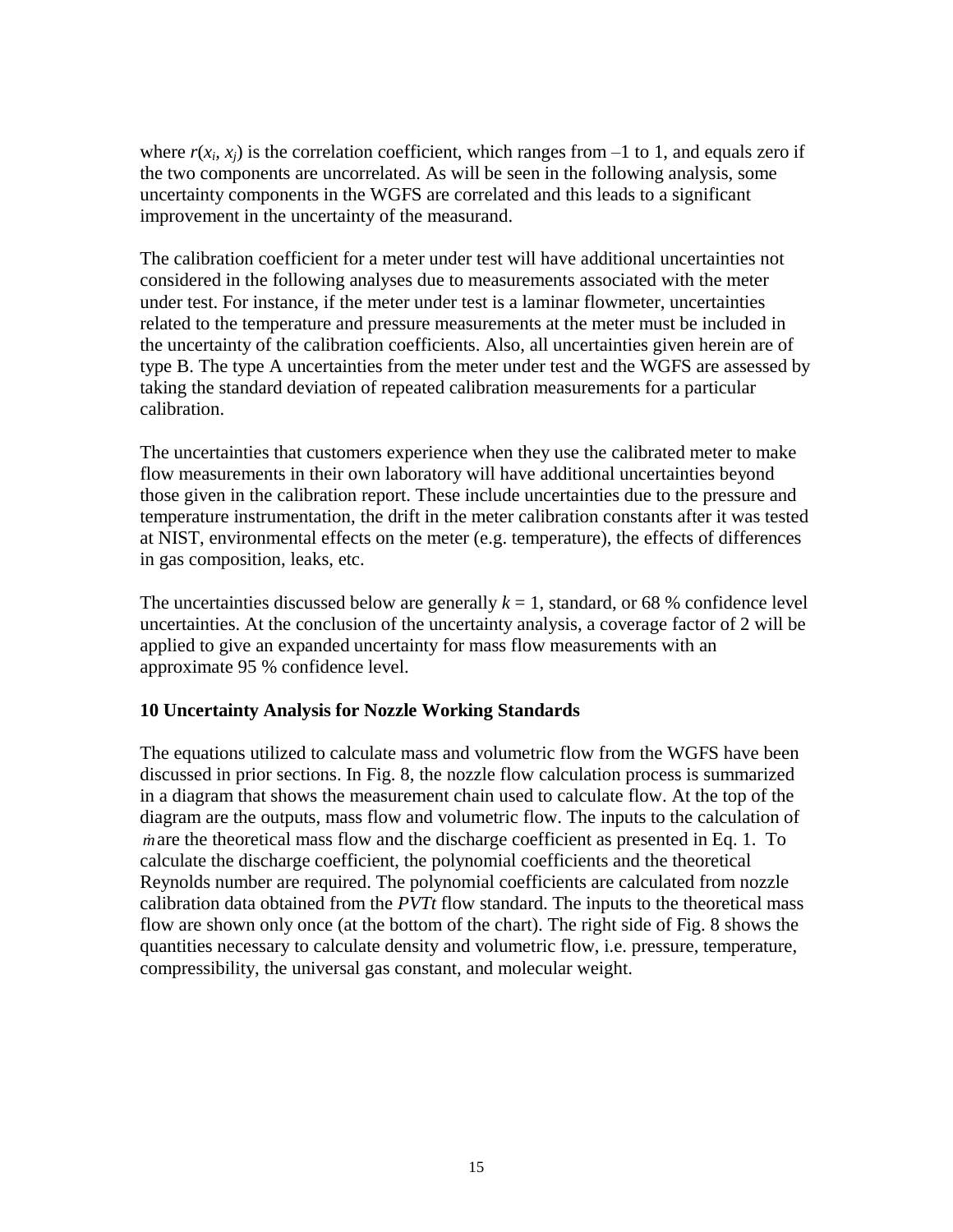where $r(x_i, x_j)$ is the correlation coefficient, which ranges from –1 to 1, and equals zero if the two components are uncorrelated. As will be seen in the following analysis, some uncertainty components in the WGFS are correlated and this leads to a significant improvement in the uncertainty of the measurand.

The calibration coefficient for a meter under test will have additional uncertainties not considered in the following analyses due to measurements associated with the meter under test. For instance, if the meter under test is a laminar flowmeter, uncertainties related to the temperature and pressure measurements at the meter must be included in the uncertainty of the calibration coefficients. Also, all uncertainties given herein are of type B. The type A uncertainties from the meter under test and the WGFS are assessed by taking the standard deviation of repeated calibration measurements for a particular calibration.

The uncertainties that customers experience when they use the calibrated meter to make flow measurements in their own laboratory will have additional uncertainties beyond those given in the calibration report. These include uncertainties due to the pressure and temperature instrumentation, the drift in the meter calibration constants after it was tested at NIST, environmental effects on the meter (e.g. temperature), the effects of differences in gas composition, leaks, etc.

The uncertainties discussed below are generally $k = 1$, standard, or 68 % confidence level uncertainties. At the conclusion of the uncertainty analysis, a coverage factor of 2 will be applied to give an expanded uncertainty for mass flow measurements with an approximate 95 % confidence level.

## 10 Uncertainty Analysis for Nozzle Working Standards

The equations utilized to calculate mass and volumetric flow from the WGFS have been discussed in prior sections. In Fig. 8, the nozzle flow calculation process is summarized in a diagram that shows the measurement chain used to calculate flow. At the top of the diagram are the outputs, mass flow and volumetric flow. The inputs to the calculation of $\dot{m}$ are the theoretical mass flow and the discharge coefficient as presented in Eq. 1. To calculate the discharge coefficient, the polynomial coefficients and the theoretical Reynolds number are required. The polynomial coefficients are calculated from nozzle calibration data obtained from the *PVTt* flow standard. The inputs to the theoretical mass flow are shown only once (at the bottom of the chart). The right side of Fig. 8 shows the quantities necessary to calculate density and volumetric flow, i.e. pressure, temperature, compressibility, the universal gas constant, and molecular weight.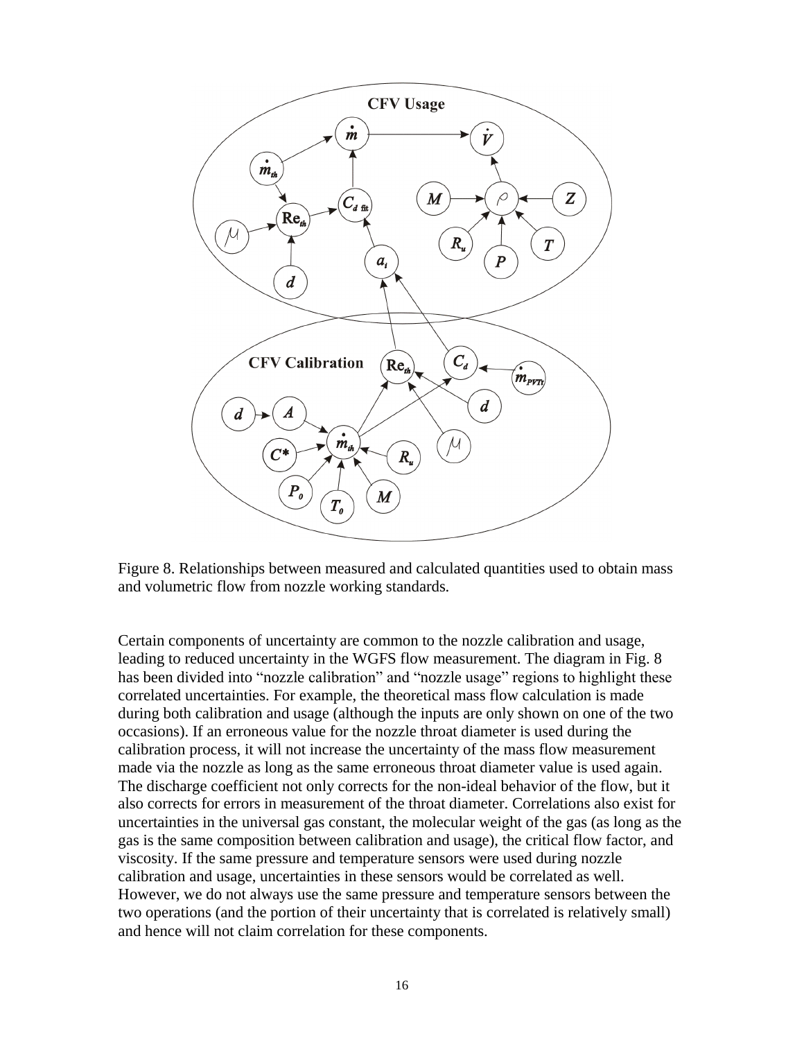Figure 8. Relationships between measured and calculated quantities used to obtain mass and volumetric flow from nozzle working standards.

Certain components of uncertainty are common to the nozzle calibration and usage, leading to reduced uncertainty in the WGFS flow measurement. The diagram in Fig. 8 has been divided into "nozzle calibration" and "nozzle usage" regions to highlight these correlated uncertainties. For example, the theoretical mass flow calculation is made during both calibration and usage (although the inputs are only shown on one of the two occasions). If an erroneous value for the nozzle throat diameter is used during the calibration process, it will not increase the uncertainty of the mass flow measurement made via the nozzle as long as the same erroneous throat diameter value is used again. The discharge coefficient not only corrects for the non-ideal behavior of the flow, but it also corrects for errors in measurement of the throat diameter. Correlations also exist for uncertainties in the universal gas constant, the molecular weight of the gas (as long as the gas is the same composition between calibration and usage), the critical flow factor, and viscosity. If the same pressure and temperature sensors were used during nozzle calibration and usage, uncertainties in these sensors would be correlated as well. However, we do not always use the same pressure and temperature sensors between the two operations (and the portion of their uncertainty that is correlated is relatively small) and hence will not claim correlation for these components.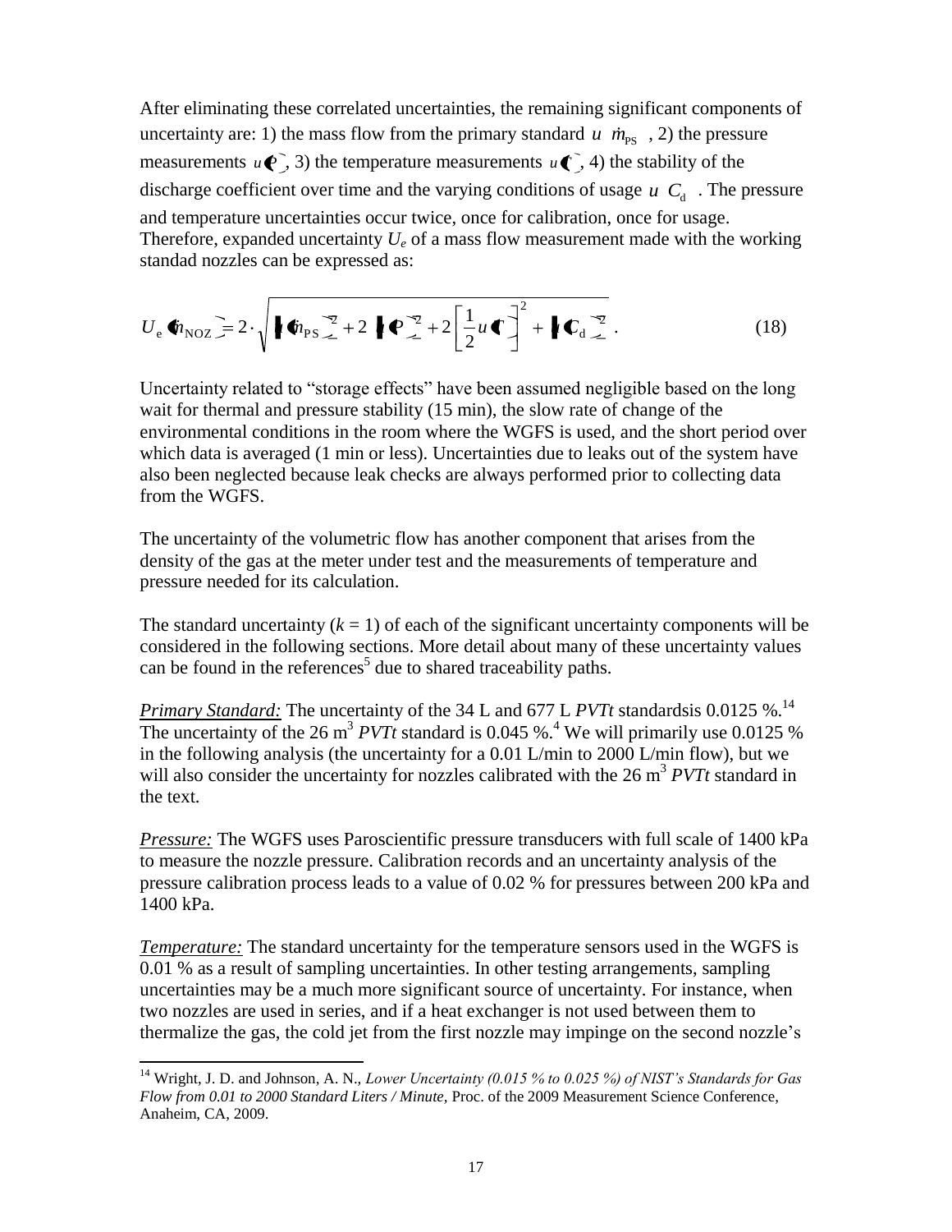After eliminating these correlated uncertainties, the remaining significant components of uncertainty are: 1) the mass flow from the primary standard $u(\dot{m}_{\text{PS}})$, 2) the pressure measurements $u(P)$, 3) the temperature measurements $u(T)$, 4) the stability of the discharge coefficient over time and the varying conditions of usage $u(C_{\text{d}})$. The pressure and temperature uncertainties occur twice, once for calibration, once for usage. Therefore, expanded uncertainty $U_e$ of a mass flow measurement made with the working standad nozzles can be expressed as:

$$U_{\text{e}}(\dot{m}_{\text{NOZ}}) = 2 \cdot \sqrt{\left[u(\dot{m}_{\text{PS}})\right]^2 + 2\left[u(P)\right]^2 + 2\left[\frac{1}{2}u(T)\right]^2 + \left[u(C_{\text{d}})\right]^2} \,. \tag{18}$$

Uncertainty related to "storage effects" have been assumed negligible based on the long wait for thermal and pressure stability (15 min), the slow rate of change of the environmental conditions in the room where the WGFS is used, and the short period over which data is averaged (1 min or less). Uncertainties due to leaks out of the system have also been neglected because leak checks are always performed prior to collecting data from the WGFS.

The uncertainty of the volumetric flow has another component that arises from the density of the gas at the meter under test and the measurements of temperature and pressure needed for its calculation.

The standard uncertainty ($k$ = 1) of each of the significant uncertainty components will be considered in the following sections. More detail about many of these uncertainty values can be found in the references[5] due to shared traceability paths.

*Primary Standard:* The uncertainty of the 34 L and 677 L *PVTt* standardsis 0.0125 %.[14] The uncertainty of the 26 m$^3$ *PVTt* standard is 0.045 %.[4] We will primarily use 0.0125 % in the following analysis (the uncertainty for a 0.01 L/min to 2000 L/min flow), but we will also consider the uncertainty for nozzles calibrated with the 26 m$^3$ *PVTt* standard in the text.

*Pressure:* The WGFS uses Paroscientific pressure transducers with full scale of 1400 kPa to measure the nozzle pressure. Calibration records and an uncertainty analysis of the pressure calibration process leads to a value of 0.02 % for pressures between 200 kPa and 1400 kPa.

*Temperature:* The standard uncertainty for the temperature sensors used in the WGFS is 0.01 % as a result of sampling uncertainties. In other testing arrangements, sampling uncertainties may be a much more significant source of uncertainty. For instance, when two nozzles are used in series, and if a heat exchanger is not used between them to thermalize the gas, the cold jet from the first nozzle may impinge on the second nozzle's

[14] Wright, J. D. and Johnson, A. N., *Lower Uncertainty (0.015 % to 0.025 %) of NIST's Standards for Gas Flow from 0.01 to 2000 Standard Liters / Minute*, Proc. of the 2009 Measurement Science Conference, Anaheim, CA, 2009.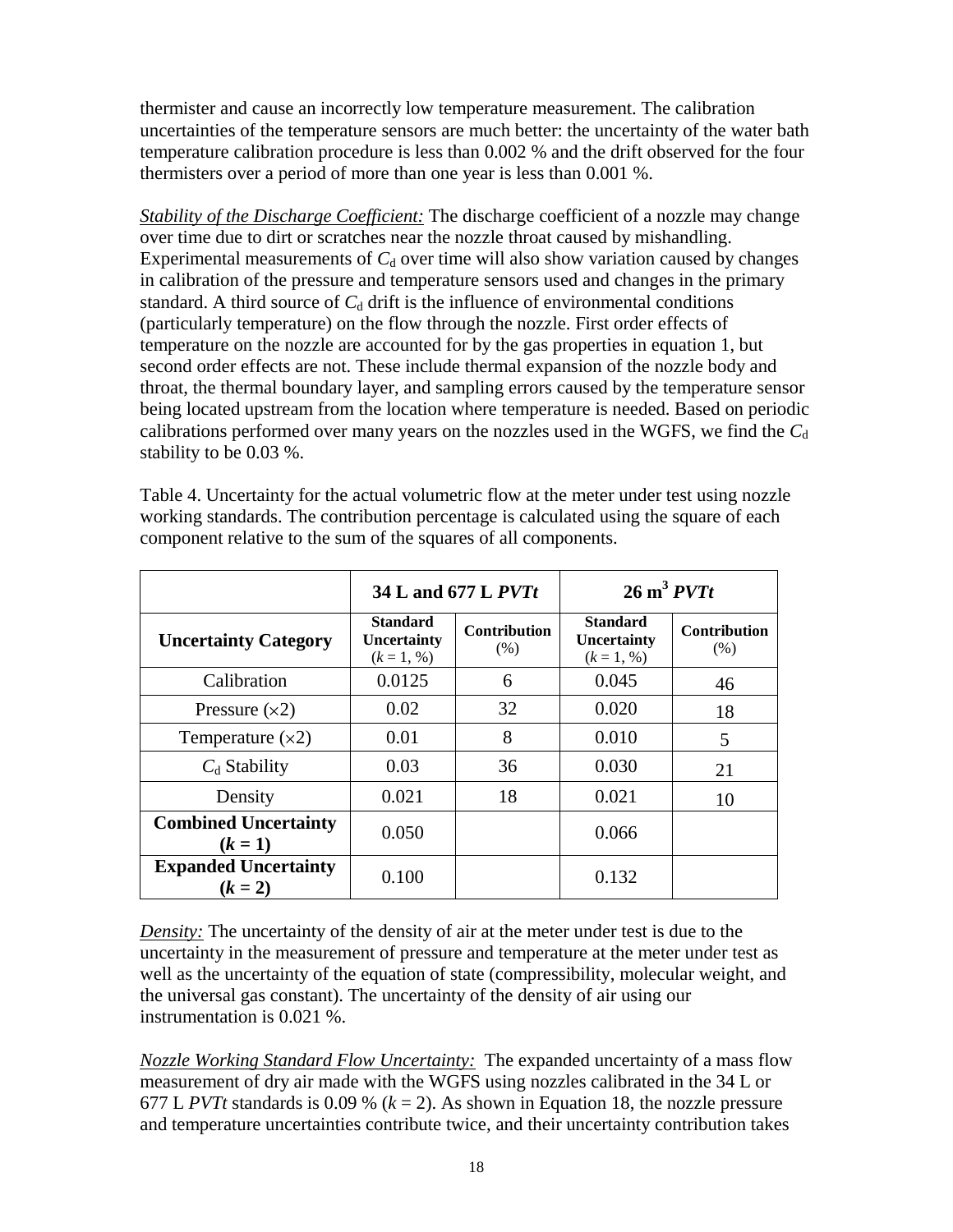thermister and cause an incorrectly low temperature measurement. The calibration uncertainties of the temperature sensors are much better: the uncertainty of the water bath temperature calibration procedure is less than 0.002 % and the drift observed for the four thermisters over a period of more than one year is less than 0.001 %.

*Stability of the Discharge Coefficient:* The discharge coefficient of a nozzle may change over time due to dirt or scratches near the nozzle throat caused by mishandling. Experimental measurements of $C_d$ over time will also show variation caused by changes in calibration of the pressure and temperature sensors used and changes in the primary standard. A third source of $C_d$ drift is the influence of environmental conditions (particularly temperature) on the flow through the nozzle. First order effects of temperature on the nozzle are accounted for by the gas properties in equation 1, but second order effects are not. These include thermal expansion of the nozzle body and throat, the thermal boundary layer, and sampling errors caused by the temperature sensor being located upstream from the location where temperature is needed. Based on periodic calibrations performed over many years on the nozzles used in the WGFS, we find the $C_d$ stability to be 0.03 %.

Table 4. Uncertainty for the actual volumetric flow at the meter under test using nozzle working standards. The contribution percentage is calculated using the square of each component relative to the sum of the squares of all components.

| | **34 L and 677 L *PVTt*** | | **26 m$^3$ *PVTt*** | |
|---|---|---|---|---|
| **Uncertainty Category** | **Standard Uncertainty** ($k$ = 1, %) | **Contribution** (%) | **Standard Uncertainty** ($k$ = 1, %) | **Contribution** (%) |
| Calibration | 0.0125 | 6 | 0.045 | 46 |
| Pressure ($\times$2) | 0.02 | 32 | 0.020 | 18 |
| Temperature ($\times$2) | 0.01 | 8 | 0.010 | 5 |
| $C_d$ Stability | 0.03 | 36 | 0.030 | 21 |
| Density | 0.021 | 18 | 0.021 | 10 |
| **Combined Uncertainty ($k$ = 1)** | 0.050 | | 0.066 | |
| **Expanded Uncertainty ($k$ = 2)** | 0.100 | | 0.132 | |

*Density:* The uncertainty of the density of air at the meter under test is due to the uncertainty in the measurement of pressure and temperature at the meter under test as well as the uncertainty of the equation of state (compressibility, molecular weight, and the universal gas constant). The uncertainty of the density of air using our instrumentation is 0.021 %.

*Nozzle Working Standard Flow Uncertainty:* The expanded uncertainty of a mass flow measurement of dry air made with the WGFS using nozzles calibrated in the 34 L or 677 L *PVTt* standards is 0.09 % ($k$ = 2). As shown in Equation 18, the nozzle pressure and temperature uncertainties contribute twice, and their uncertainty contribution takes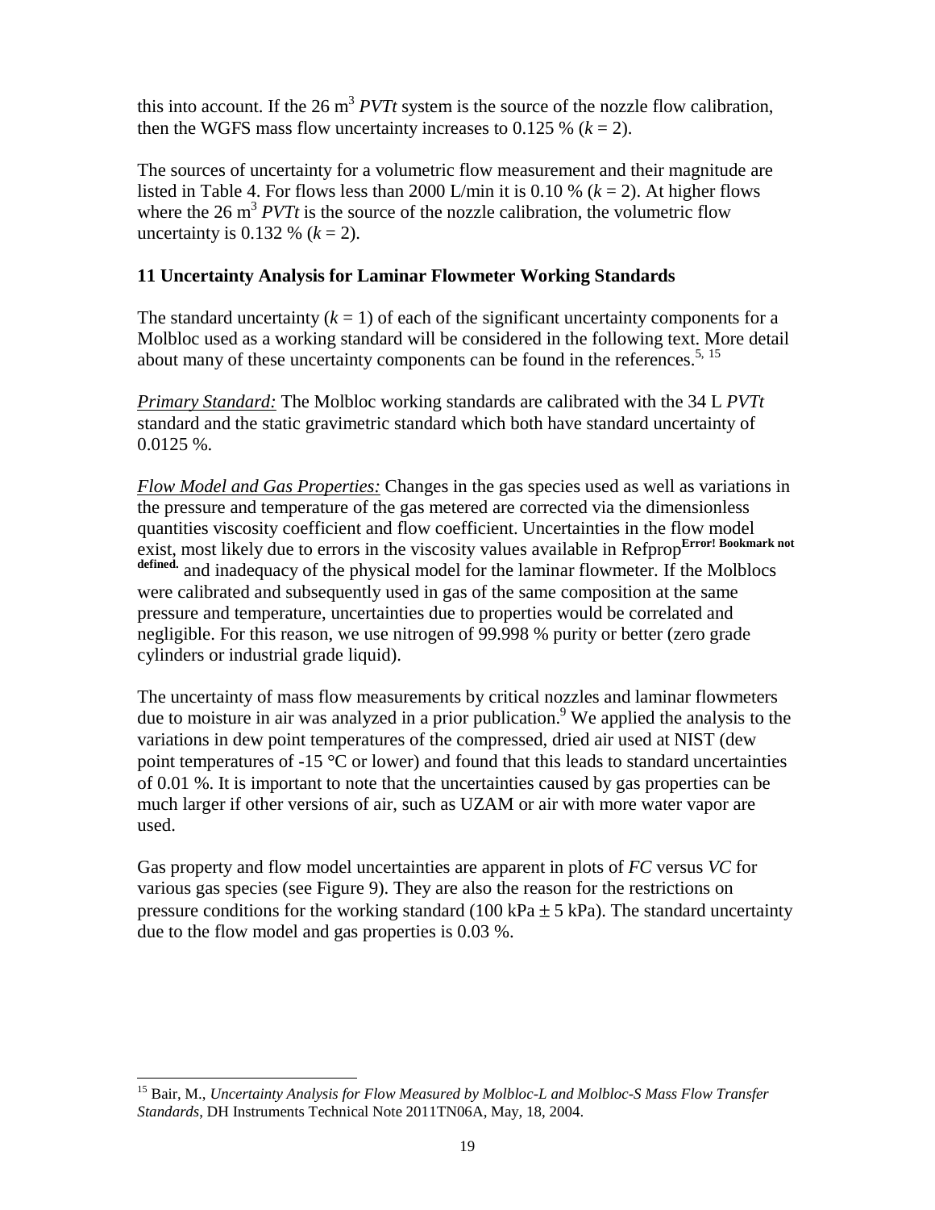this into account. If the 26 $m^3$ *PVTt* system is the source of the nozzle flow calibration, then the WGFS mass flow uncertainty increases to 0.125 % ($k = 2$).

The sources of uncertainty for a volumetric flow measurement and their magnitude are listed in Table 4. For flows less than 2000 L/min it is 0.10 % ($k = 2$). At higher flows where the 26 $m^3$ *PVTt* is the source of the nozzle calibration, the volumetric flow uncertainty is 0.132 % ($k = 2$).

## 11 Uncertainty Analysis for Laminar Flowmeter Working Standards

The standard uncertainty ($k = 1$) of each of the significant uncertainty components for a Molbloc used as a working standard will be considered in the following text. More detail about many of these uncertainty components can be found in the references.[5, 15]

*Primary Standard:* The Molbloc working standards are calibrated with the 34 L *PVTt* standard and the static gravimetric standard which both have standard uncertainty of 0.0125 %.

*Flow Model and Gas Properties:* Changes in the gas species used as well as variations in the pressure and temperature of the gas metered are corrected via the dimensionless quantities viscosity coefficient and flow coefficient. Uncertainties in the flow model exist, most likely due to errors in the viscosity values available in Refprop**Error! Bookmark not defined.** and inadequacy of the physical model for the laminar flowmeter. If the Molblocs were calibrated and subsequently used in gas of the same composition at the same pressure and temperature, uncertainties due to properties would be correlated and negligible. For this reason, we use nitrogen of 99.998 % purity or better (zero grade cylinders or industrial grade liquid).

The uncertainty of mass flow measurements by critical nozzles and laminar flowmeters due to moisture in air was analyzed in a prior publication.[9] We applied the analysis to the variations in dew point temperatures of the compressed, dried air used at NIST (dew point temperatures of -15 °C or lower) and found that this leads to standard uncertainties of 0.01 %. It is important to note that the uncertainties caused by gas properties can be much larger if other versions of air, such as UZAM or air with more water vapor are used.

Gas property and flow model uncertainties are apparent in plots of *FC* versus *VC* for various gas species (see Figure 9). They are also the reason for the restrictions on pressure conditions for the working standard (100 kPa $\pm$ 5 kPa). The standard uncertainty due to the flow model and gas properties is 0.03 %.

[15] Bair, M., *Uncertainty Analysis for Flow Measured by Molbloc-L and Molbloc-S Mass Flow Transfer Standards*, DH Instruments Technical Note 2011TN06A, May, 18, 2004.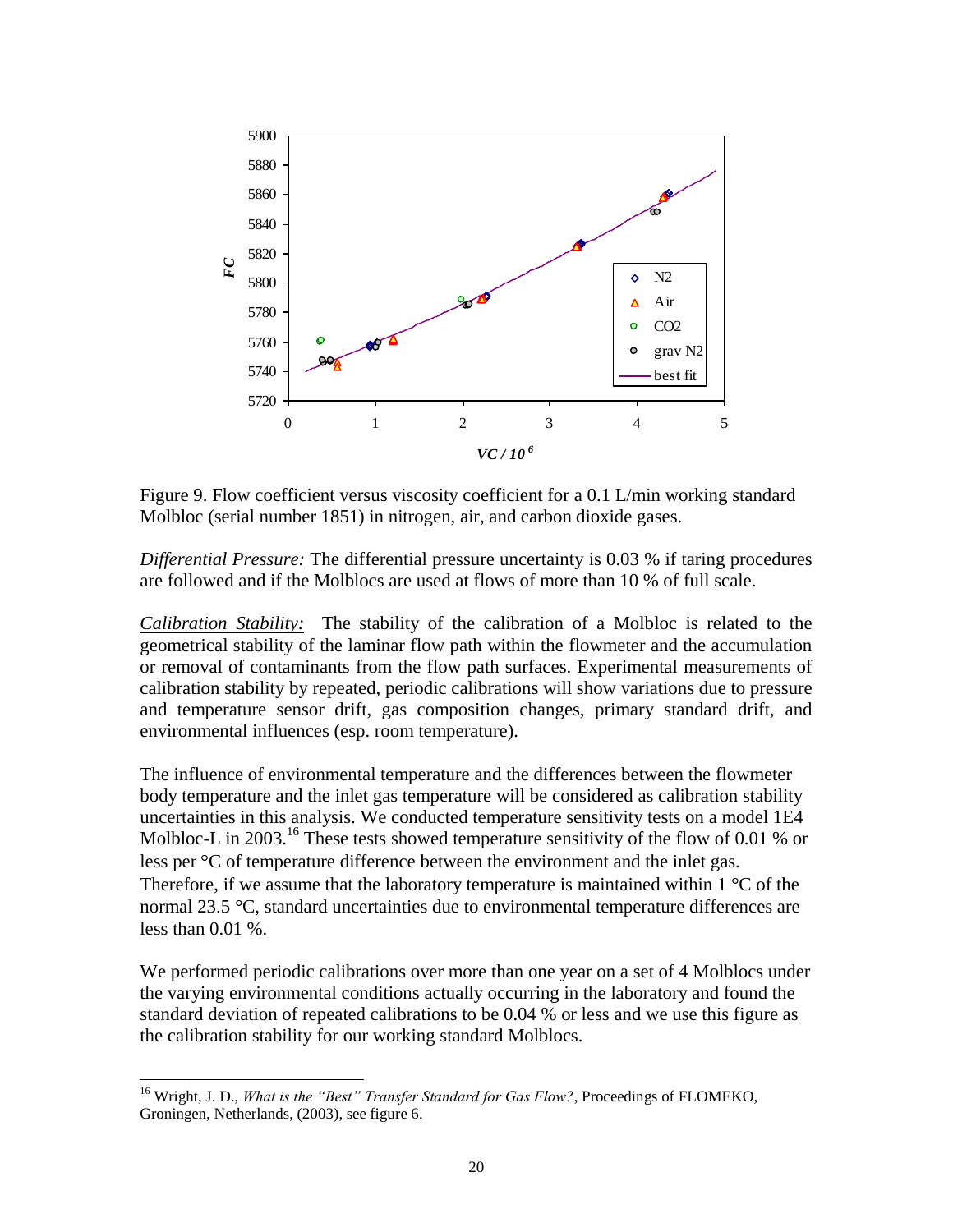Figure 9. Flow coefficient versus viscosity coefficient for a 0.1 L/min working standard Molbloc (serial number 1851) in nitrogen, air, and carbon dioxide gases.

*Differential Pressure:* The differential pressure uncertainty is 0.03 % if taring procedures are followed and if the Molblocs are used at flows of more than 10 % of full scale.

*Calibration Stability:* The stability of the calibration of a Molbloc is related to the geometrical stability of the laminar flow path within the flowmeter and the accumulation or removal of contaminants from the flow path surfaces. Experimental measurements of calibration stability by repeated, periodic calibrations will show variations due to pressure and temperature sensor drift, gas composition changes, primary standard drift, and environmental influences (esp. room temperature).

The influence of environmental temperature and the differences between the flowmeter body temperature and the inlet gas temperature will be considered as calibration stability uncertainties in this analysis. We conducted temperature sensitivity tests on a model 1E4 Molbloc-L in 2003.[16] These tests showed temperature sensitivity of the flow of 0.01 % or less per °C of temperature difference between the environment and the inlet gas. Therefore, if we assume that the laboratory temperature is maintained within 1 °C of the normal 23.5 °C, standard uncertainties due to environmental temperature differences are less than 0.01 %.

We performed periodic calibrations over more than one year on a set of 4 Molblocs under the varying environmental conditions actually occurring in the laboratory and found the standard deviation of repeated calibrations to be 0.04 % or less and we use this figure as the calibration stability for our working standard Molblocs.

[16] Wright, J. D., *What is the "Best" Transfer Standard for Gas Flow?*, Proceedings of FLOMEKO, Groningen, Netherlands, (2003), see figure 6.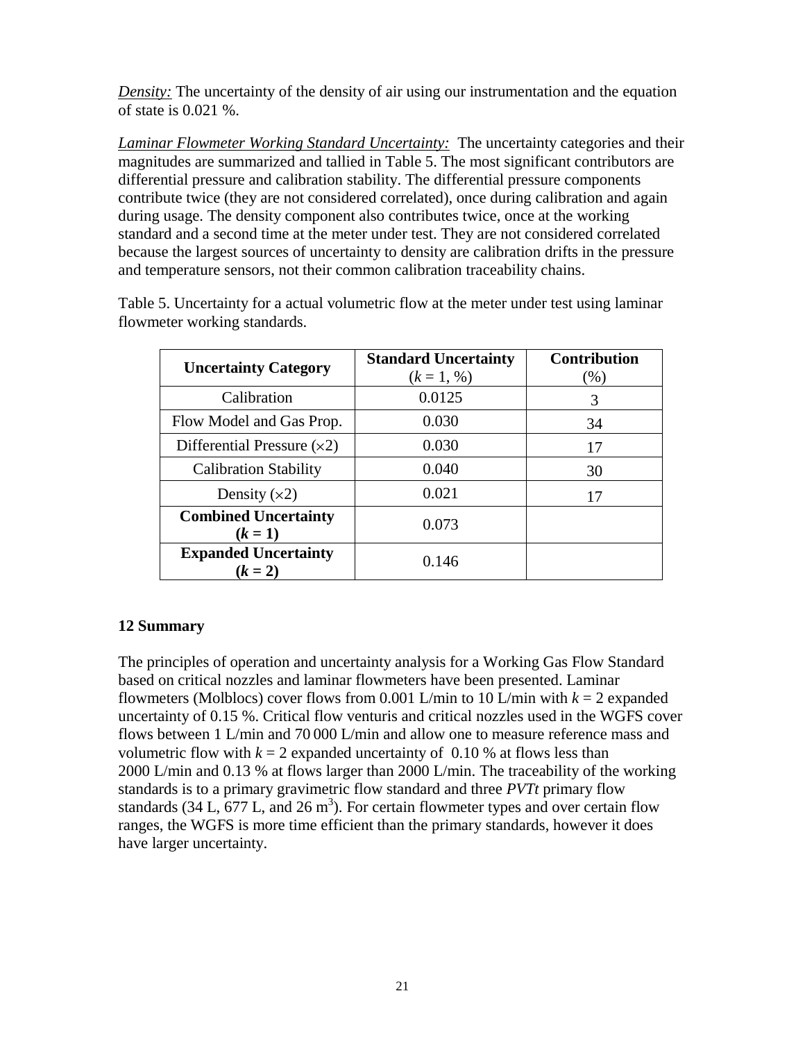*Density:* The uncertainty of the density of air using our instrumentation and the equation of state is 0.021 %.

*Laminar Flowmeter Working Standard Uncertainty:* The uncertainty categories and their magnitudes are summarized and tallied in Table 5. The most significant contributors are differential pressure and calibration stability. The differential pressure components contribute twice (they are not considered correlated), once during calibration and again during usage. The density component also contributes twice, once at the working standard and a second time at the meter under test. They are not considered correlated because the largest sources of uncertainty to density are calibration drifts in the pressure and temperature sensors, not their common calibration traceability chains.

Table 5. Uncertainty for a actual volumetric flow at the meter under test using laminar flowmeter working standards.

| **Uncertainty Category** | **Standard Uncertainty** ($k$ = 1, %) | **Contribution** (%) |
|---|---|---|
| Calibration | 0.0125 | 3 |
| Flow Model and Gas Prop. | 0.030 | 34 |
| Differential Pressure ($\times$2) | 0.030 | 17 |
| Calibration Stability | 0.040 | 30 |
| Density ($\times$2) | 0.021 | 17 |
| **Combined Uncertainty ($k$ = 1)** | 0.073 | |
| **Expanded Uncertainty ($k$ = 2)** | 0.146 | |

## 12 Summary

The principles of operation and uncertainty analysis for a Working Gas Flow Standard based on critical nozzles and laminar flowmeters have been presented. Laminar flowmeters (Molblocs) cover flows from 0.001 L/min to 10 L/min with $k$ = 2 expanded uncertainty of 0.15 %. Critical flow venturis and critical nozzles used in the WGFS cover flows between 1 L/min and 70 000 L/min and allow one to measure reference mass and volumetric flow with $k$ = 2 expanded uncertainty of 0.10 % at flows less than 2000 L/min and 0.13 % at flows larger than 2000 L/min. The traceability of the working standards is to a primary gravimetric flow standard and three *PVTt* primary flow standards (34 L, 677 L, and 26 $m^3$). For certain flowmeter types and over certain flow ranges, the WGFS is more time efficient than the primary standards, however it does have larger uncertainty.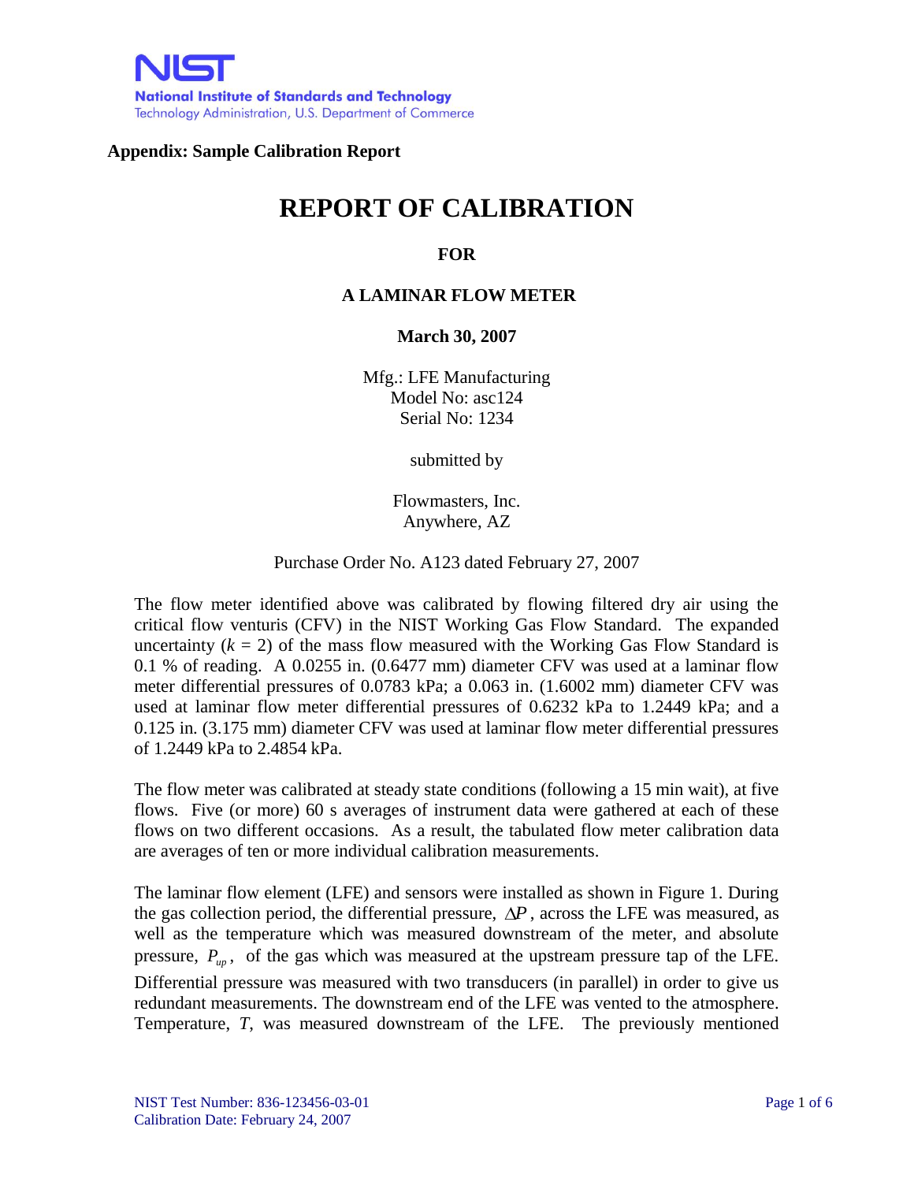**Appendix: Sample Calibration Report**

# REPORT OF CALIBRATION

## FOR

## A LAMINAR FLOW METER

**March 30, 2007**

Mfg.: LFE Manufacturing
Model No: asc124
Serial No: 1234

submitted by

Flowmasters, Inc.
Anywhere, AZ

Purchase Order No. A123 dated February 27, 2007

The flow meter identified above was calibrated by flowing filtered dry air using the critical flow venturis (CFV) in the NIST Working Gas Flow Standard. The expanded uncertainty ($k$ = 2) of the mass flow measured with the Working Gas Flow Standard is 0.1 % of reading. A 0.0255 in. (0.6477 mm) diameter CFV was used at a laminar flow meter differential pressures of 0.0783 kPa; a 0.063 in. (1.6002 mm) diameter CFV was used at laminar flow meter differential pressures of 0.6232 kPa to 1.2449 kPa; and a 0.125 in. (3.175 mm) diameter CFV was used at laminar flow meter differential pressures of 1.2449 kPa to 2.4854 kPa.

The flow meter was calibrated at steady state conditions (following a 15 min wait), at five flows. Five (or more) 60 s averages of instrument data were gathered at each of these flows on two different occasions. As a result, the tabulated flow meter calibration data are averages of ten or more individual calibration measurements.

The laminar flow element (LFE) and sensors were installed as shown in Figure 1. During the gas collection period, the differential pressure, $\Delta P$, across the LFE was measured, as well as the temperature which was measured downstream of the meter, and absolute pressure, $P_{up}$, of the gas which was measured at the upstream pressure tap of the LFE. Differential pressure was measured with two transducers (in parallel) in order to give us redundant measurements. The downstream end of the LFE was vented to the atmosphere. Temperature, $T$, was measured downstream of the LFE. The previously mentioned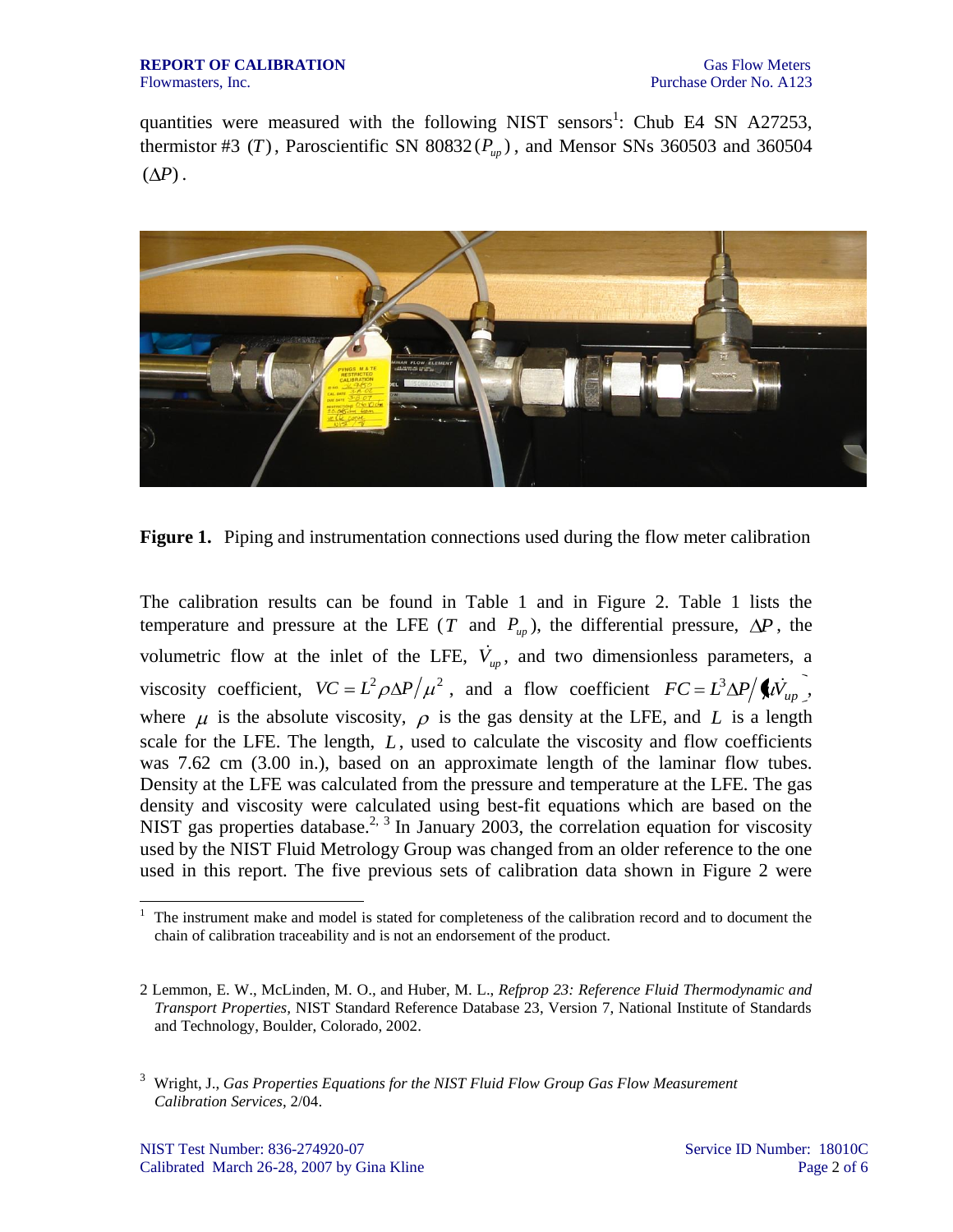quantities were measured with the following NIST sensors[1]: Chub E4 SN A27253, thermistor #3 $(T)$, Paroscientific SN 80832 $(P_{up})$, and Mensor SNs 360503 and 360504 $(\Delta P)$.

**Figure 1.** Piping and instrumentation connections used during the flow meter calibration

The calibration results can be found in Table 1 and in Figure 2. Table 1 lists the temperature and pressure at the LFE ($T$ and $P_{up}$), the differential pressure, $\Delta P$, the volumetric flow at the inlet of the LFE, $\dot{V}_{up}$, and two dimensionless parameters, a viscosity coefficient, $VC = L^2 \rho \Delta P / \mu^2$, and a flow coefficient $FC = L^3 \Delta P / (\mu \dot{V}_{up})$, where $\mu$ is the absolute viscosity, $\rho$ is the gas density at the LFE, and $L$ is a length scale for the LFE. The length, $L$, used to calculate the viscosity and flow coefficients was 7.62 cm (3.00 in.), based on an approximate length of the laminar flow tubes. Density at the LFE was calculated from the pressure and temperature at the LFE. The gas density and viscosity were calculated using best-fit equations which are based on the NIST gas properties database.[2, 3] In January 2003, the correlation equation for viscosity used by the NIST Fluid Metrology Group was changed from an older reference to the one used in this report. The five previous sets of calibration data shown in Figure 2 were

[1] The instrument make and model is stated for completeness of the calibration record and to document the chain of calibration traceability and is not an endorsement of the product.

2 Lemmon, E. W., McLinden, M. O., and Huber, M. L., *Refprop 23: Reference Fluid Thermodynamic and Transport Properties*, NIST Standard Reference Database 23, Version 7, National Institute of Standards and Technology, Boulder, Colorado, 2002.

[3] Wright, J., *Gas Properties Equations for the NIST Fluid Flow Group Gas Flow Measurement Calibration Services*, 2/04.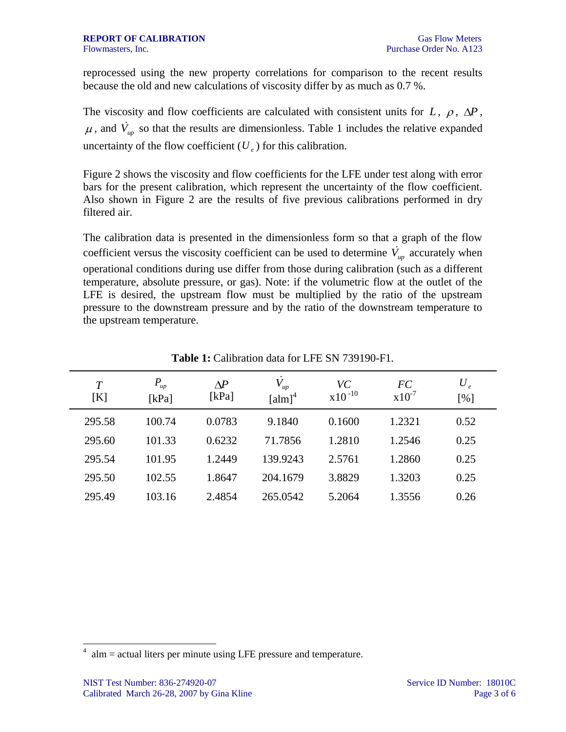reprocessed using the new property correlations for comparison to the recent results because the old and new calculations of viscosity differ by as much as 0.7 %.

The viscosity and flow coefficients are calculated with consistent units for $L$, $\rho$, $\Delta P$, $\mu$, and $\dot{V}_{up}$ so that the results are dimensionless. Table 1 includes the relative expanded uncertainty of the flow coefficient ($U_e$) for this calibration.

Figure 2 shows the viscosity and flow coefficients for the LFE under test along with error bars for the present calibration, which represent the uncertainty of the flow coefficient. Also shown in Figure 2 are the results of five previous calibrations performed in dry filtered air.

The calibration data is presented in the dimensionless form so that a graph of the flow coefficient versus the viscosity coefficient can be used to determine $\dot{V}_{up}$ accurately when operational conditions during use differ from those during calibration (such as a different temperature, absolute pressure, or gas). Note: if the volumetric flow at the outlet of the LFE is desired, the upstream flow must be multiplied by the ratio of the upstream pressure to the downstream pressure and by the ratio of the downstream temperature to the upstream temperature.

**Table 1:** Calibration data for LFE SN 739190-F1.

| $T$ [K] | $P_{up}$ [kPa] | $\Delta P$ [kPa] | $\dot{V}_{up}$ [alm][4] | $VC$ x$10^{-10}$ | $FC$ x$10^{-7}$ | $U_e$ [%] |
|---|---|---|---|---|---|---|
| 295.58 | 100.74 | 0.0783 | 9.1840 | 0.1600 | 1.2321 | 0.52 |
| 295.60 | 101.33 | 0.6232 | 71.7856 | 1.2810 | 1.2546 | 0.25 |
| 295.54 | 101.95 | 1.2449 | 139.9243 | 2.5761 | 1.2860 | 0.25 |
| 295.50 | 102.55 | 1.8647 | 204.1679 | 3.8829 | 1.3203 | 0.25 |
| 295.49 | 103.16 | 2.4854 | 265.0542 | 5.2064 | 1.3556 | 0.26 |

[4] alm = actual liters per minute using LFE pressure and temperature.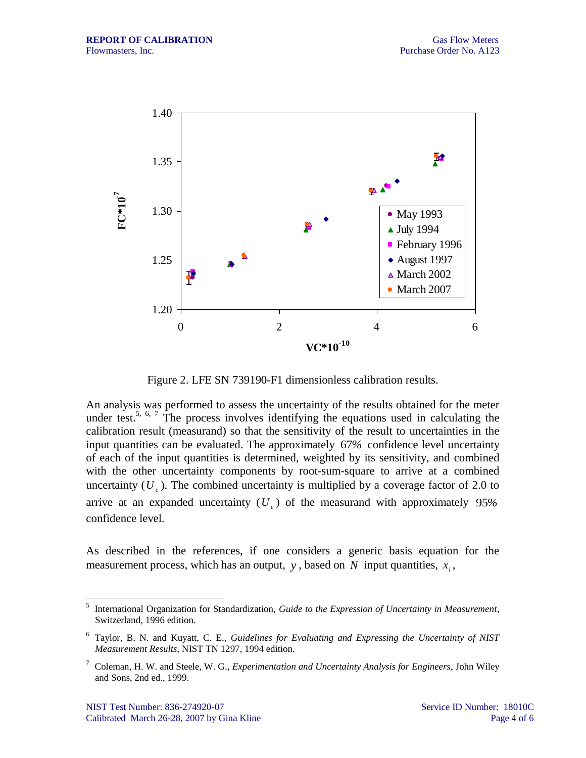Figure 2. LFE SN 739190-F1 dimensionless calibration results.

An analysis was performed to assess the uncertainty of the results obtained for the meter under test.[5, 6, 7] The process involves identifying the equations used in calculating the calibration result (measurand) so that the sensitivity of the result to uncertainties in the input quantities can be evaluated. The approximately 67% confidence level uncertainty of each of the input quantities is determined, weighted by its sensitivity, and combined with the other uncertainty components by root-sum-square to arrive at a combined uncertainty ($U_c$). The combined uncertainty is multiplied by a coverage factor of 2.0 to arrive at an expanded uncertainty ($U_e$) of the measurand with approximately 95% confidence level.

As described in the references, if one considers a generic basis equation for the measurement process, which has an output, $y$, based on $N$ input quantities, $x_i$,

---

[5] International Organization for Standardization, *Guide to the Expression of Uncertainty in Measurement*, Switzerland, 1996 edition.

[6] Taylor, B. N. and Kuyatt, C. E., *Guidelines for Evaluating and Expressing the Uncertainty of NIST Measurement Results*, NIST TN 1297, 1994 edition.

[7] Coleman, H. W. and Steele, W. G., *Experimentation and Uncertainty Analysis for Engineers*, John Wiley and Sons, 2nd ed., 1999.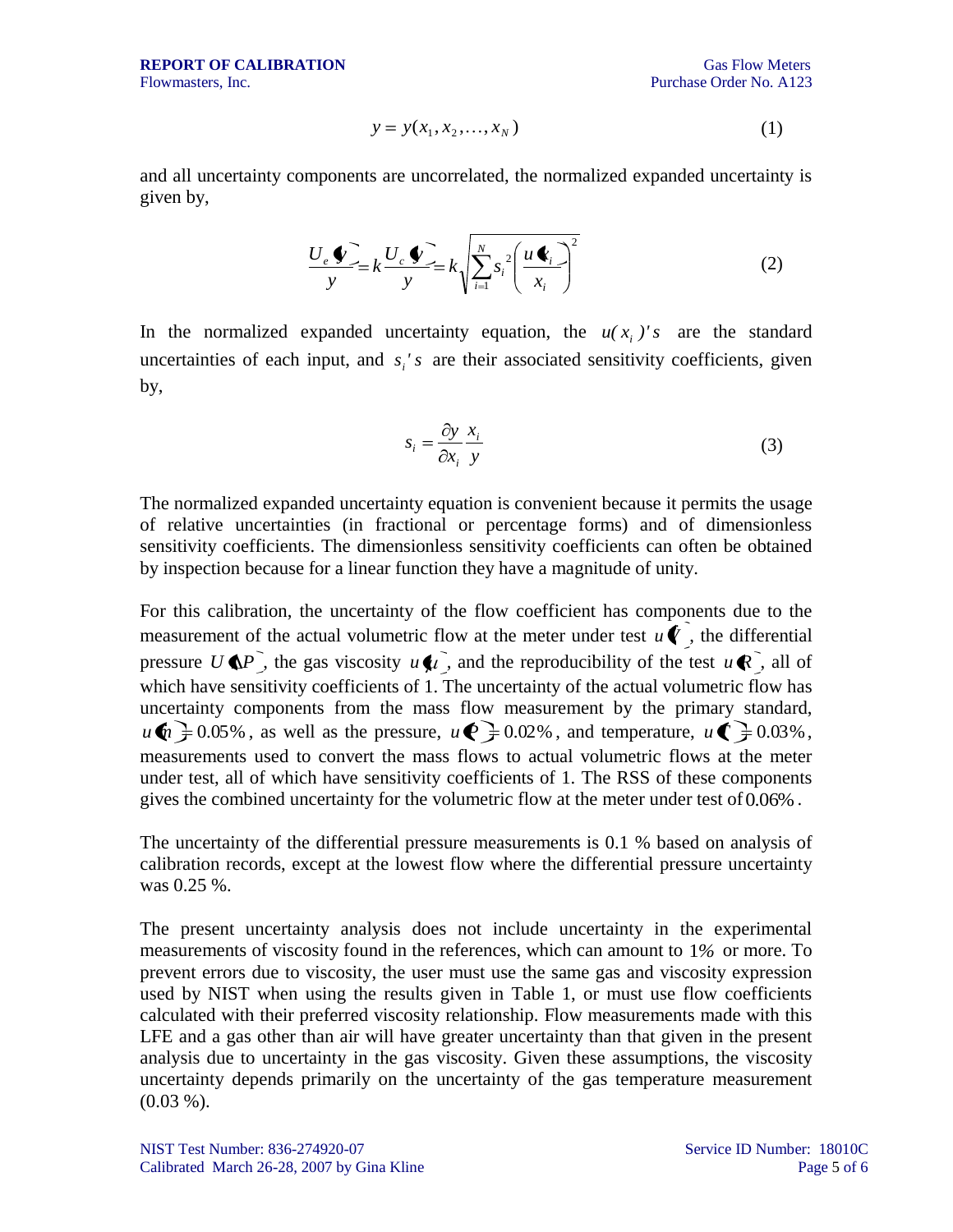$$y = y(x_1, x_2, \ldots, x_N) \tag{1}$$

and all uncertainty components are uncorrelated, the normalized expanded uncertainty is given by,

$$\frac{U_e(y)}{y} = k\frac{U_c(y)}{y} = k\sqrt{\sum_{i=1}^{N} s_i^{\,2}\left(\frac{u(x_i)}{x_i}\right)^2} \tag{2}$$

In the normalized expanded uncertainty equation, the $u(x_i)'s$ are the standard uncertainties of each input, and $s_i's$ are their associated sensitivity coefficients, given by,

$$s_i = \frac{\partial y}{\partial x_i}\frac{x_i}{y} \tag{3}$$

The normalized expanded uncertainty equation is convenient because it permits the usage of relative uncertainties (in fractional or percentage forms) and of dimensionless sensitivity coefficients. The dimensionless sensitivity coefficients can often be obtained by inspection because for a linear function they have a magnitude of unity.

For this calibration, the uncertainty of the flow coefficient has components due to the measurement of the actual volumetric flow at the meter under test $u(V)$, the differential pressure $U(\Delta P)$, the gas viscosity $u(\mu)$, and the reproducibility of the test $u(R)$, all of which have sensitivity coefficients of 1. The uncertainty of the actual volumetric flow has uncertainty components from the mass flow measurement by the primary standard, $u(\dot{m}) = 0.05\%$, as well as the pressure, $u(P) = 0.02\%$, and temperature, $u(T) = 0.03\%$, measurements used to convert the mass flows to actual volumetric flows at the meter under test, all of which have sensitivity coefficients of 1. The RSS of these components gives the combined uncertainty for the volumetric flow at the meter under test of 0.06%.

The uncertainty of the differential pressure measurements is 0.1 % based on analysis of calibration records, except at the lowest flow where the differential pressure uncertainty was 0.25 %.

The present uncertainty analysis does not include uncertainty in the experimental measurements of viscosity found in the references, which can amount to 1% or more. To prevent errors due to viscosity, the user must use the same gas and viscosity expression used by NIST when using the results given in Table 1, or must use flow coefficients calculated with their preferred viscosity relationship. Flow measurements made with this LFE and a gas other than air will have greater uncertainty than that given in the present analysis due to uncertainty in the gas viscosity. Given these assumptions, the viscosity uncertainty depends primarily on the uncertainty of the gas temperature measurement (0.03 %).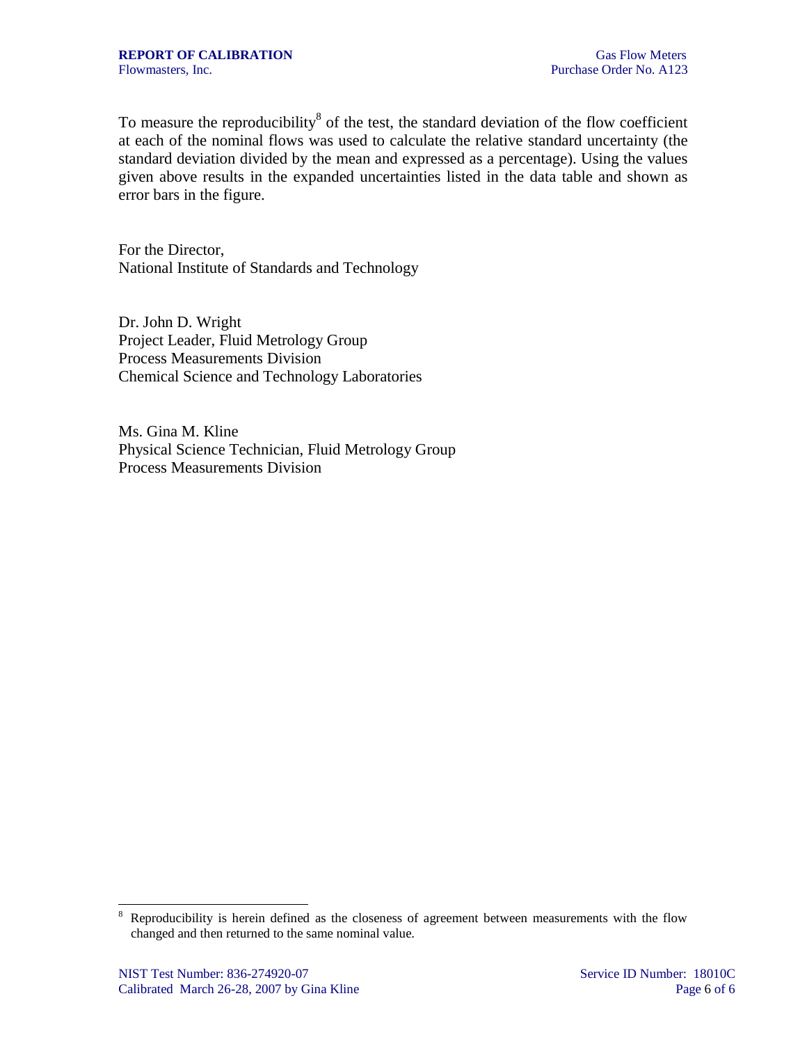To measure the reproducibility[8] of the test, the standard deviation of the flow coefficient at each of the nominal flows was used to calculate the relative standard uncertainty (the standard deviation divided by the mean and expressed as a percentage). Using the values given above results in the expanded uncertainties listed in the data table and shown as error bars in the figure.

For the Director,
National Institute of Standards and Technology

Dr. John D. Wright
Project Leader, Fluid Metrology Group
Process Measurements Division
Chemical Science and Technology Laboratories

Ms. Gina M. Kline
Physical Science Technician, Fluid Metrology Group
Process Measurements Division

[8] Reproducibility is herein defined as the closeness of agreement between measurements with the flow changed and then returned to the same nominal value.